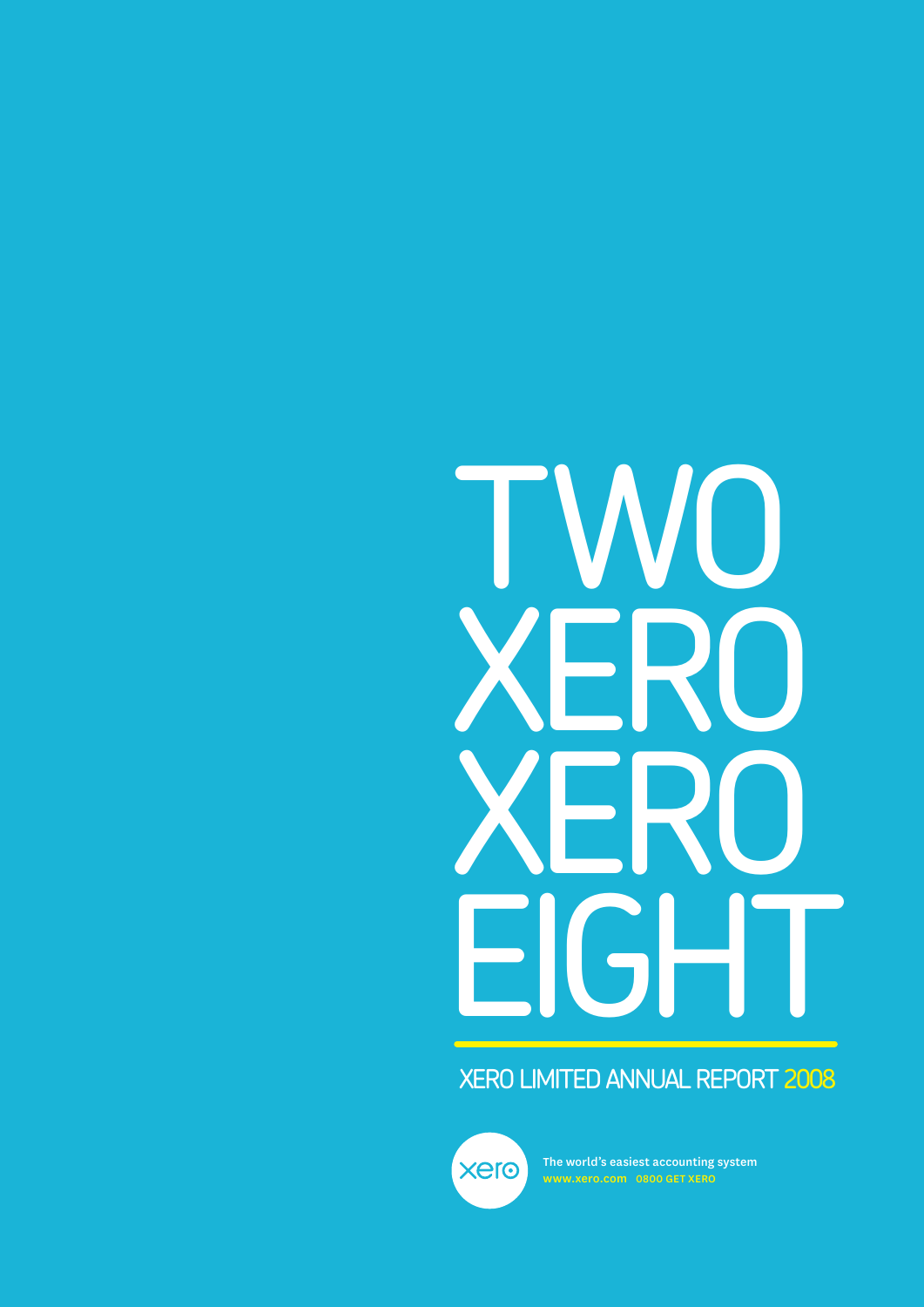# TWO XERO XERO EIGHT

## XERO LIMITED ANNUAL REPORT 2008

xero

The world's easiest accounting system

www.xero.com 0800 GET XERO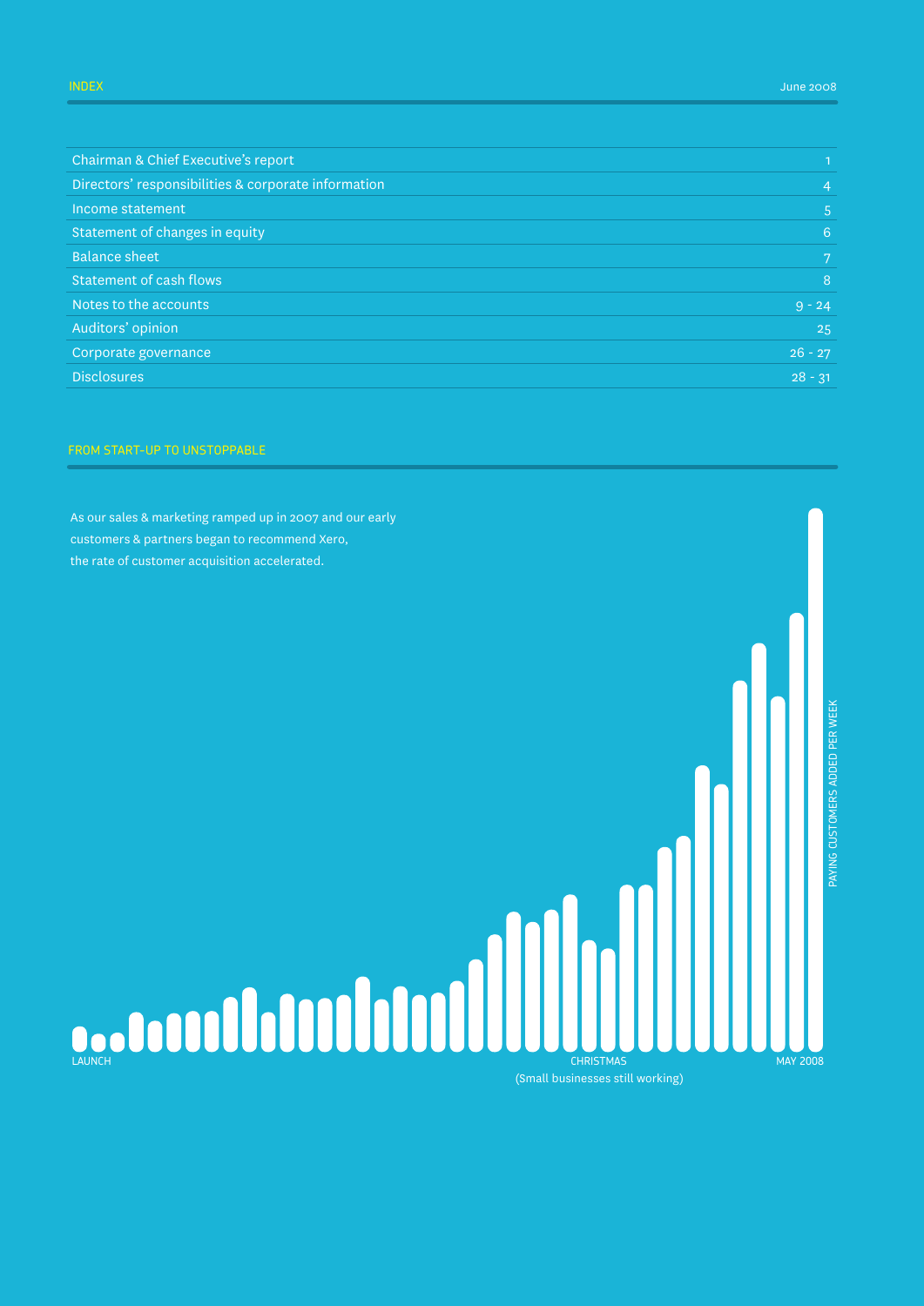## INDEX

June 2008

| Section | Page |
|---|---|
| Chairman & Chief Executive's report | 1 |
| Directors' responsibilities & corporate information | 4 |
| Income statement | 5 |
| Statement of changes in equity | 6 |
| Balance sheet | 7 |
| Statement of cash flows | 8 |
| Notes to the accounts | 9 - 24 |
| Auditors' opinion | 25 |
| Corporate governance | 26 - 27 |
| Disclosures | 28 - 31 |

## FROM START-UP TO UNSTOPPABLE

As our sales & marketing ramped up in 2007 and our early customers & partners began to recommend Xero, the rate of customer acquisition accelerated.

PAYING CUSTOMERS ADDED PER WEEK

LAUNCH

CHRISTMAS
(Small businesses still working)

MAY 2008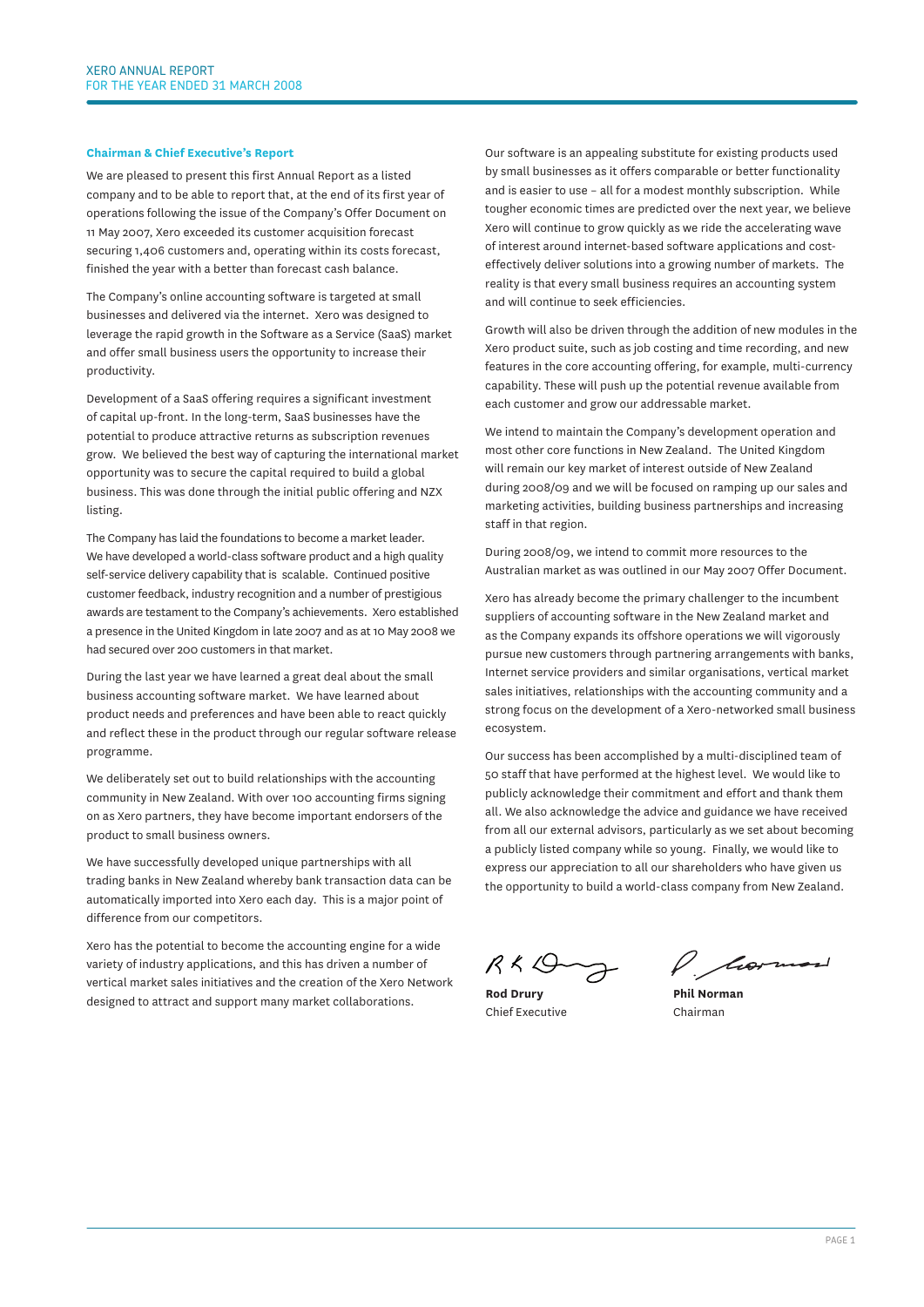## Chairman & Chief Executive's Report

We are pleased to present this first Annual Report as a listed company and to be able to report that, at the end of its first year of operations following the issue of the Company's Offer Document on 11 May 2007, Xero exceeded its customer acquisition forecast securing 1,406 customers and, operating within its costs forecast, finished the year with a better than forecast cash balance.

The Company's online accounting software is targeted at small businesses and delivered via the internet. Xero was designed to leverage the rapid growth in the Software as a Service (SaaS) market and offer small business users the opportunity to increase their productivity.

Development of a SaaS offering requires a significant investment of capital up-front. In the long-term, SaaS businesses have the potential to produce attractive returns as subscription revenues grow. We believed the best way of capturing the international market opportunity was to secure the capital required to build a global business. This was done through the initial public offering and NZX listing.

The Company has laid the foundations to become a market leader. We have developed a world-class software product and a high quality self-service delivery capability that is scalable. Continued positive customer feedback, industry recognition and a number of prestigious awards are testament to the Company's achievements. Xero established a presence in the United Kingdom in late 2007 and as at 10 May 2008 we had secured over 200 customers in that market.

During the last year we have learned a great deal about the small business accounting software market. We have learned about product needs and preferences and have been able to react quickly and reflect these in the product through our regular software release programme.

We deliberately set out to build relationships with the accounting community in New Zealand. With over 100 accounting firms signing on as Xero partners, they have become important endorsers of the product to small business owners.

We have successfully developed unique partnerships with all trading banks in New Zealand whereby bank transaction data can be automatically imported into Xero each day. This is a major point of difference from our competitors.

Xero has the potential to become the accounting engine for a wide variety of industry applications, and this has driven a number of vertical market sales initiatives and the creation of the Xero Network designed to attract and support many market collaborations.

Our software is an appealing substitute for existing products used by small businesses as it offers comparable or better functionality and is easier to use – all for a modest monthly subscription. While tougher economic times are predicted over the next year, we believe Xero will continue to grow quickly as we ride the accelerating wave of interest around internet-based software applications and cost-effectively deliver solutions into a growing number of markets. The reality is that every small business requires an accounting system and will continue to seek efficiencies.

Growth will also be driven through the addition of new modules in the Xero product suite, such as job costing and time recording, and new features in the core accounting offering, for example, multi-currency capability. These will push up the potential revenue available from each customer and grow our addressable market.

We intend to maintain the Company's development operation and most other core functions in New Zealand. The United Kingdom will remain our key market of interest outside of New Zealand during 2008/09 and we will be focused on ramping up our sales and marketing activities, building business partnerships and increasing staff in that region.

During 2008/09, we intend to commit more resources to the Australian market as was outlined in our May 2007 Offer Document.

Xero has already become the primary challenger to the incumbent suppliers of accounting software in the New Zealand market and as the Company expands its offshore operations we will vigorously pursue new customers through partnering arrangements with banks, Internet service providers and similar organisations, vertical market sales initiatives, relationships with the accounting community and a strong focus on the development of a Xero-networked small business ecosystem.

Our success has been accomplished by a multi-disciplined team of 50 staff that have performed at the highest level. We would like to publicly acknowledge their commitment and effort and thank them all. We also acknowledge the advice and guidance we have received from all our external advisors, particularly as we set about becoming a publicly listed company while so young. Finally, we would like to express our appreciation to all our shareholders who have given us the opportunity to build a world-class company from New Zealand.

**Rod Drury**
Chief Executive

**Phil Norman**
Chairman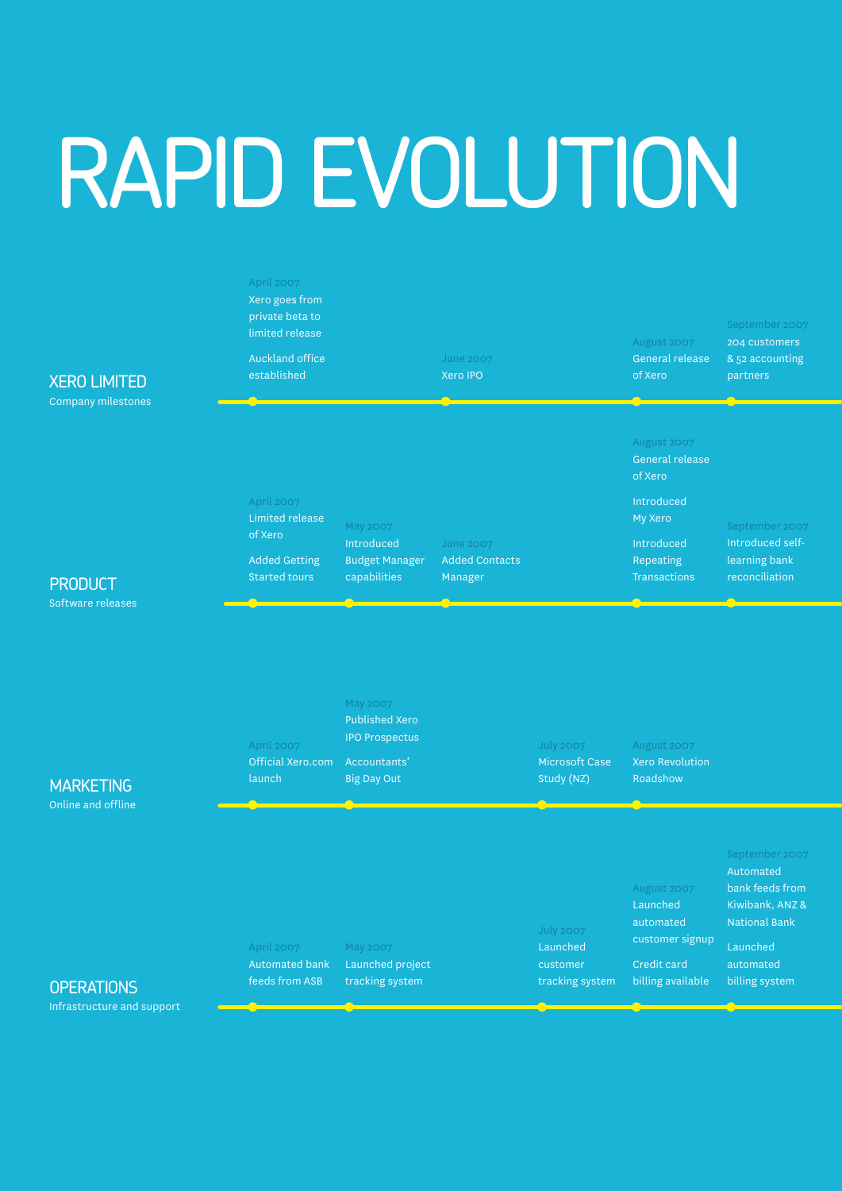# RAPID EVOLUTION

## XERO LIMITED

Company milestones

- **April 2007**
  - Xero goes from private beta to limited release
  - Auckland office established
- **June 2007**
  - Xero IPO
- **August 2007**
  - General release of Xero
- **September 2007**
  - 204 customers & 52 accounting partners

## PRODUCT

Software releases

- **April 2007**
  - Limited release of Xero
  - Added Getting Started tours
- **May 2007**
  - Introduced Budget Manager capabilities
- **June 2007**
  - Added Contacts Manager
- **August 2007**
  - General release of Xero
  - Introduced My Xero
  - Introduced Repeating Transactions
- **September 2007**
  - Introduced self-learning bank reconciliation

## MARKETING

Online and offline

- **April 2007**
  - Official Xero.com launch
- **May 2007**
  - Published Xero IPO Prospectus
  - Accountants' Big Day Out
- **July 2007**
  - Microsoft Case Study (NZ)
- **August 2007**
  - Xero Revolution Roadshow

## OPERATIONS

Infrastructure and support

- **April 2007**
  - Automated bank feeds from ASB
- **May 2007**
  - Launched project tracking system
- **July 2007**
  - Launched customer tracking system
- **August 2007**
  - Launched automated customer signup
  - Credit card billing available
- **September 2007**
  - Automated bank feeds from Kiwibank, ANZ & National Bank
  - Launched automated billing system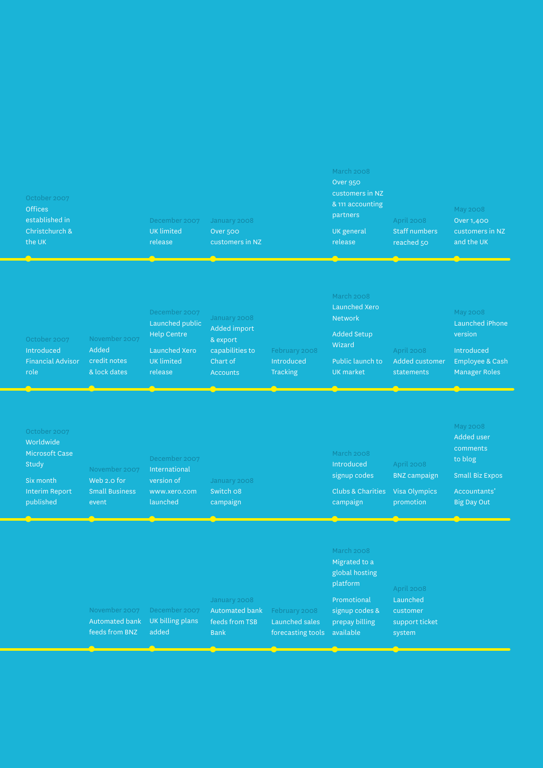- **October 2007** – Offices established in Christchurch & the UK
- **December 2007** – UK limited release
- **January 2008** – Over 500 customers in NZ
- **March 2008** – Over 950 customers in NZ & 111 accounting partners; UK general release
- **April 2008** – Staff numbers reached 50
- **May 2008** – Over 1,400 customers in NZ and the UK

---

- **October 2007** – Introduced Financial Advisor role
- **November 2007** – Added credit notes & lock dates
- **December 2007** – Launched public Help Centre; Launched Xero UK limited release
- **January 2008** – Added import & export capabilities to Chart of Accounts
- **February 2008** – Introduced Tracking
- **March 2008** – Launched Xero Network; Added Setup Wizard; Public launch to UK market
- **April 2008** – Added customer statements
- **May 2008** – Launched iPhone version; Introduced Employee & Cash Manager Roles

---

- **October 2007** – Worldwide Microsoft Case Study; Six month Interim Report published
- **November 2007** – Web 2.0 for Small Business event
- **December 2007** – International version of www.xero.com launched
- **January 2008** – Switch 08 campaign
- **March 2008** – Introduced signup codes; Clubs & Charities campaign
- **April 2008** – BNZ campaign; Visa Olympics promotion
- **May 2008** – Added user comments to blog; Small Biz Expos; Accountants' Big Day Out

---

- **November 2007** – Automated bank feeds from BNZ
- **December 2007** – UK billing plans added
- **January 2008** – Automated bank feeds from TSB Bank
- **February 2008** – Launched sales forecasting tools
- **March 2008** – Migrated to a global hosting platform; Promotional signup codes & prepay billing available
- **April 2008** – Launched customer support ticket system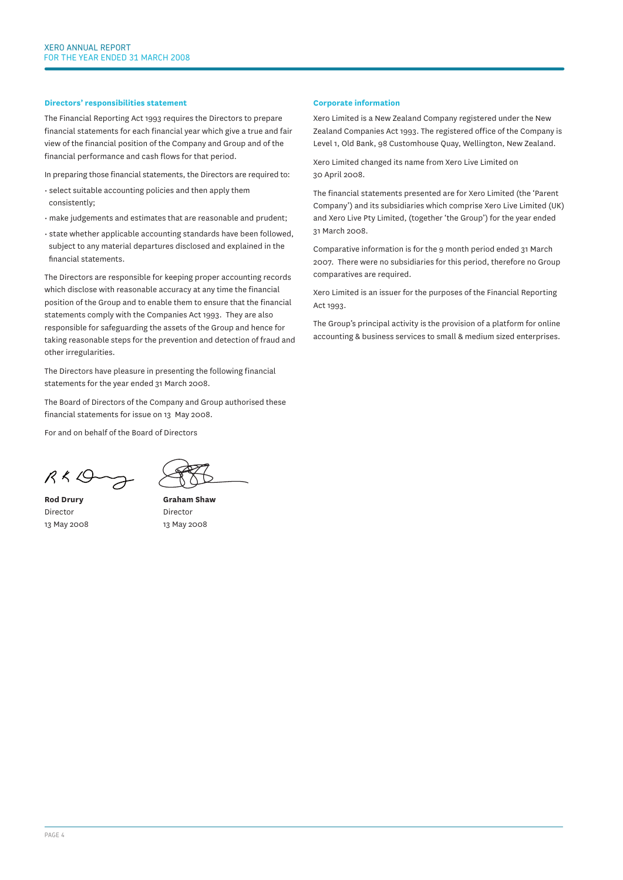## Directors' responsibilities statement

The Financial Reporting Act 1993 requires the Directors to prepare financial statements for each financial year which give a true and fair view of the financial position of the Company and Group and of the financial performance and cash flows for that period.

In preparing those financial statements, the Directors are required to:

- select suitable accounting policies and then apply them consistently;
- make judgements and estimates that are reasonable and prudent;
- state whether applicable accounting standards have been followed, subject to any material departures disclosed and explained in the financial statements.

The Directors are responsible for keeping proper accounting records which disclose with reasonable accuracy at any time the financial position of the Group and to enable them to ensure that the financial statements comply with the Companies Act 1993. They are also responsible for safeguarding the assets of the Group and hence for taking reasonable steps for the prevention and detection of fraud and other irregularities.

The Directors have pleasure in presenting the following financial statements for the year ended 31 March 2008.

The Board of Directors of the Company and Group authorised these financial statements for issue on 13 May 2008.

For and on behalf of the Board of Directors

**Rod Drury**
Director
13 May 2008

**Graham Shaw**
Director
13 May 2008

## Corporate information

Xero Limited is a New Zealand Company registered under the New Zealand Companies Act 1993. The registered office of the Company is Level 1, Old Bank, 98 Customhouse Quay, Wellington, New Zealand.

Xero Limited changed its name from Xero Live Limited on 30 April 2008.

The financial statements presented are for Xero Limited (the 'Parent Company') and its subsidiaries which comprise Xero Live Limited (UK) and Xero Live Pty Limited, (together 'the Group') for the year ended 31 March 2008.

Comparative information is for the 9 month period ended 31 March 2007. There were no subsidiaries for this period, therefore no Group comparatives are required.

Xero Limited is an issuer for the purposes of the Financial Reporting Act 1993.

The Group's principal activity is the provision of a platform for online accounting & business services to small & medium sized enterprises.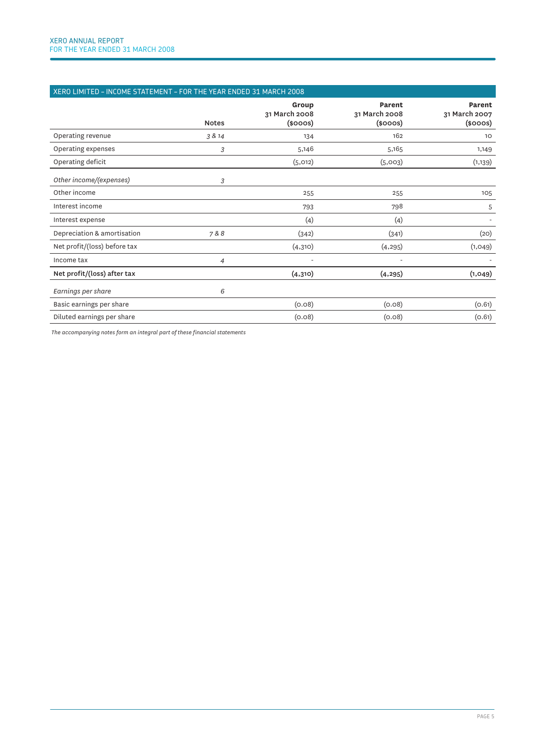## XERO LIMITED – INCOME STATEMENT – FOR THE YEAR ENDED 31 MARCH 2008

| | Notes | Group 31 March 2008 ($000s) | Parent 31 March 2008 ($000s) | Parent 31 March 2007 ($000s) |
|---|---|---|---|---|
| Operating revenue | *3 & 14* | 134 | 162 | 10 |
| Operating expenses | *3* | 5,146 | 5,165 | 1,149 |
| Operating deficit | | (5,012) | (5,003) | (1,139) |
| *Other income/(expenses)* | *3* | | | |
| Other income | | 255 | 255 | 105 |
| Interest income | | 793 | 798 | 5 |
| Interest expense | | (4) | (4) | - |
| Depreciation & amortisation | *7 & 8* | (342) | (341) | (20) |
| Net profit/(loss) before tax | | (4,310) | (4,295) | (1,049) |
| Income tax | *4* | - | - | - |
| **Net profit/(loss) after tax** | | **(4,310)** | **(4,295)** | **(1,049)** |
| *Earnings per share* | *6* | | | |
| Basic earnings per share | | (0.08) | (0.08) | (0.61) |
| Diluted earnings per share | | (0.08) | (0.08) | (0.61) |

*The accompanying notes form an integral part of these financial statements*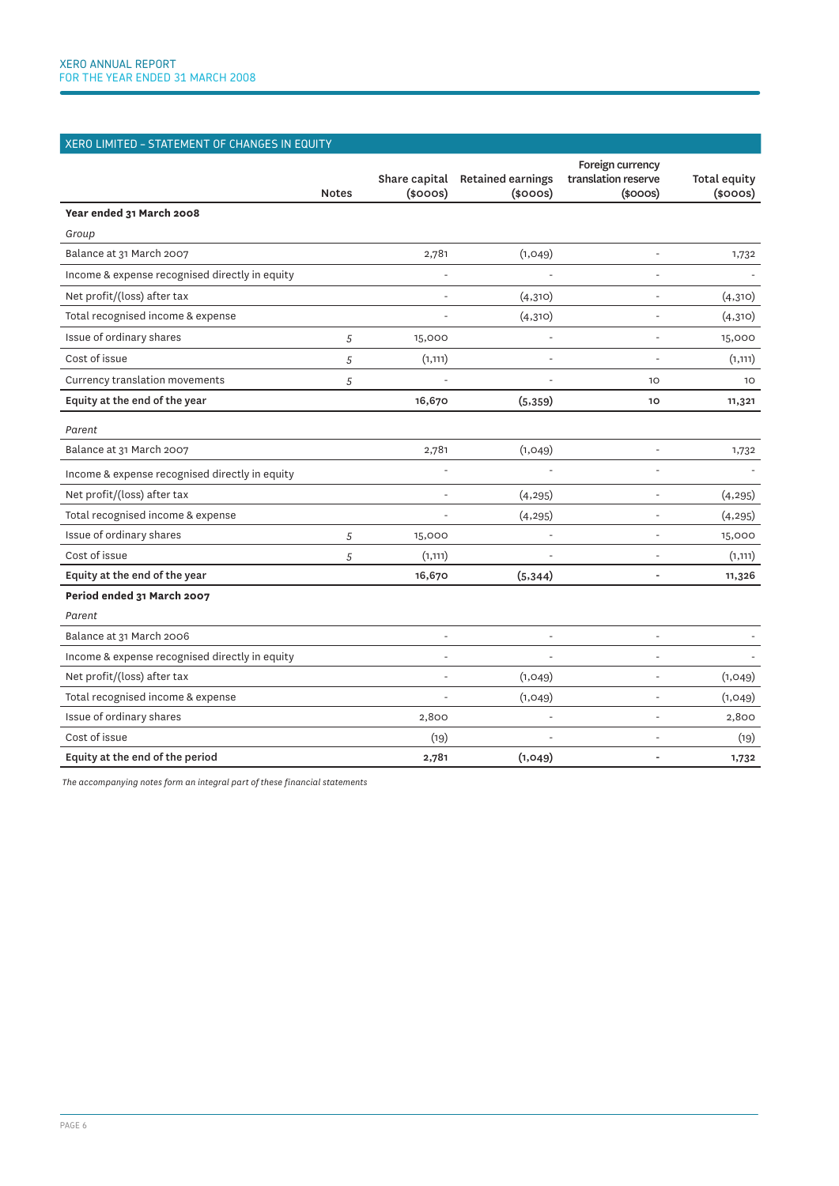## XERO LIMITED – STATEMENT OF CHANGES IN EQUITY

| | Notes | Share capital ($000s) | Retained earnings ($000s) | Foreign currency translation reserve ($000s) | Total equity ($000s) |
|---|---|---|---|---|---|
| **Year ended 31 March 2008** | | | | | |
| *Group* | | | | | |
| Balance at 31 March 2007 | | 2,781 | (1,049) | - | 1,732 |
| Income & expense recognised directly in equity | | - | - | - | - |
| Net profit/(loss) after tax | | - | (4,310) | - | (4,310) |
| Total recognised income & expense | | - | (4,310) | - | (4,310) |
| Issue of ordinary shares | 5 | 15,000 | - | - | 15,000 |
| Cost of issue | 5 | (1,111) | - | - | (1,111) |
| Currency translation movements | 5 | - | - | 10 | 10 |
| **Equity at the end of the year** | | **16,670** | **(5,359)** | **10** | **11,321** |
| *Parent* | | | | | |
| Balance at 31 March 2007 | | 2,781 | (1,049) | - | 1,732 |
| Income & expense recognised directly in equity | | - | - | - | - |
| Net profit/(loss) after tax | | - | (4,295) | - | (4,295) |
| Total recognised income & expense | | - | (4,295) | - | (4,295) |
| Issue of ordinary shares | 5 | 15,000 | - | - | 15,000 |
| Cost of issue | 5 | (1,111) | - | - | (1,111) |
| **Equity at the end of the year** | | **16,670** | **(5,344)** | **-** | **11,326** |
| **Period ended 31 March 2007** | | | | | |
| *Parent* | | | | | |
| Balance at 31 March 2006 | | - | - | - | - |
| Income & expense recognised directly in equity | | - | - | - | - |
| Net profit/(loss) after tax | | - | (1,049) | - | (1,049) |
| Total recognised income & expense | | - | (1,049) | - | (1,049) |
| Issue of ordinary shares | | 2,800 | - | - | 2,800 |
| Cost of issue | | (19) | - | - | (19) |
| **Equity at the end of the period** | | **2,781** | **(1,049)** | **-** | **1,732** |

*The accompanying notes form an integral part of these financial statements*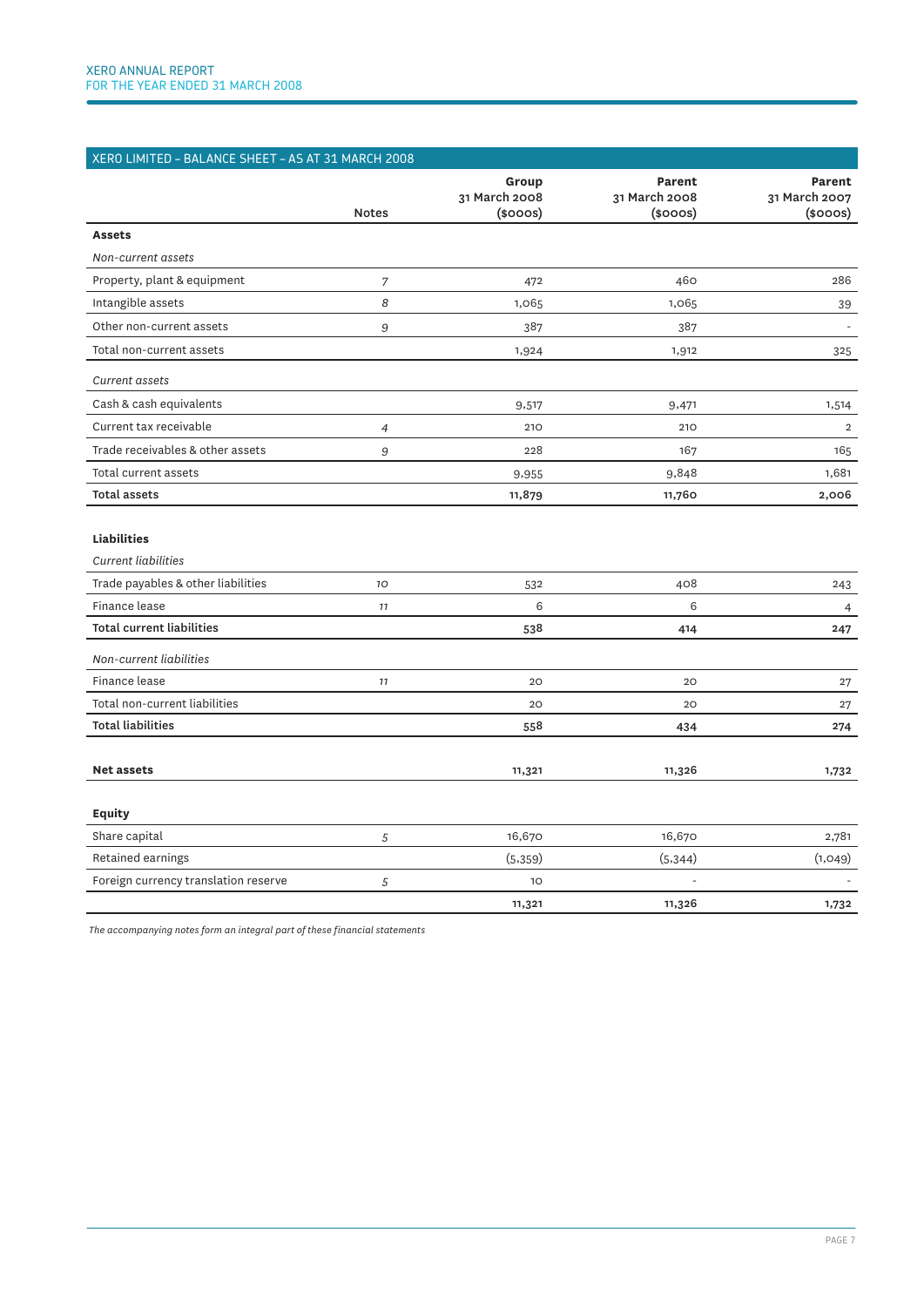## XERO LIMITED – BALANCE SHEET – AS AT 31 MARCH 2008

| | Notes | Group 31 March 2008 ($000s) | Parent 31 March 2008 ($000s) | Parent 31 March 2007 ($000s) |
|---|---|---|---|---|
| **Assets** | | | | |
| *Non-current assets* | | | | |
| Property, plant & equipment | 7 | 472 | 460 | 286 |
| Intangible assets | 8 | 1,065 | 1,065 | 39 |
| Other non-current assets | 9 | 387 | 387 | - |
| Total non-current assets | | 1,924 | 1,912 | 325 |
| *Current assets* | | | | |
| Cash & cash equivalents | | 9,517 | 9,471 | 1,514 |
| Current tax receivable | 4 | 210 | 210 | 2 |
| Trade receivables & other assets | 9 | 228 | 167 | 165 |
| Total current assets | | 9,955 | 9,848 | 1,681 |
| **Total assets** | | **11,879** | **11,760** | **2,006** |
| **Liabilities** | | | | |
| *Current liabilities* | | | | |
| Trade payables & other liabilities | 10 | 532 | 408 | 243 |
| Finance lease | 11 | 6 | 6 | 4 |
| **Total current liabilities** | | **538** | **414** | **247** |
| *Non-current liabilities* | | | | |
| Finance lease | 11 | 20 | 20 | 27 |
| Total non-current liabilities | | 20 | 20 | 27 |
| **Total liabilities** | | **558** | **434** | **274** |
| **Net assets** | | **11,321** | **11,326** | **1,732** |
| **Equity** | | | | |
| Share capital | 5 | 16,670 | 16,670 | 2,781 |
| Retained earnings | | (5,359) | (5,344) | (1,049) |
| Foreign currency translation reserve | 5 | 10 | - | - |
| | | **11,321** | **11,326** | **1,732** |

*The accompanying notes form an integral part of these financial statements*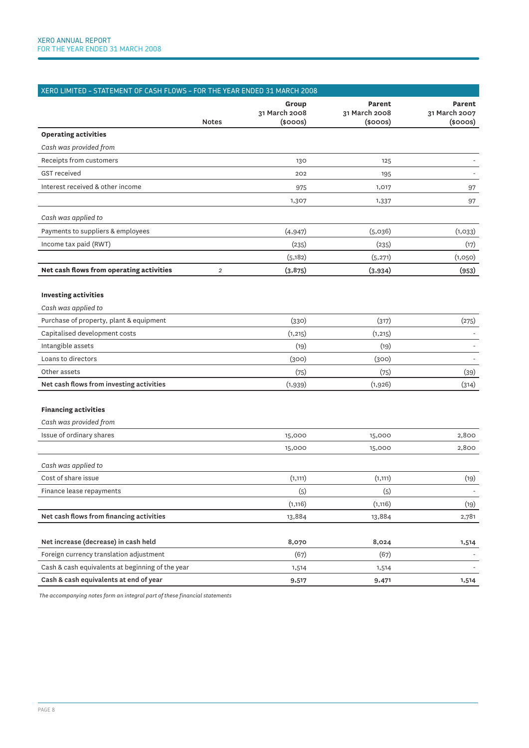## XERO LIMITED – STATEMENT OF CASH FLOWS – FOR THE YEAR ENDED 31 MARCH 2008

| | Notes | Group 31 March 2008 ($000s) | Parent 31 March 2008 ($000s) | Parent 31 March 2007 ($000s) |
|---|---|---|---|---|
| **Operating activities** | | | | |
| *Cash was provided from* | | | | |
| Receipts from customers | | 130 | 125 | - |
| GST received | | 202 | 195 | - |
| Interest received & other income | | 975 | 1,017 | 97 |
| | | 1,307 | 1,337 | 97 |
| *Cash was applied to* | | | | |
| Payments to suppliers & employees | | (4,947) | (5,036) | (1,033) |
| Income tax paid (RWT) | | (235) | (235) | (17) |
| | | (5,182) | (5,271) | (1,050) |
| **Net cash flows from operating activities** | 2 | **(3,875)** | **(3,934)** | **(953)** |
| **Investing activities** | | | | |
| *Cash was applied to* | | | | |
| Purchase of property, plant & equipment | | (330) | (317) | (275) |
| Capitalised development costs | | (1,215) | (1,215) | - |
| Intangible assets | | (19) | (19) | - |
| Loans to directors | | (300) | (300) | - |
| Other assets | | (75) | (75) | (39) |
| **Net cash flows from investing activities** | | (1,939) | (1,926) | (314) |
| **Financing activities** | | | | |
| *Cash was provided from* | | | | |
| Issue of ordinary shares | | 15,000 | 15,000 | 2,800 |
| | | 15,000 | 15,000 | 2,800 |
| *Cash was applied to* | | | | |
| Cost of share issue | | (1,111) | (1,111) | (19) |
| Finance lease repayments | | (5) | (5) | - |
| | | (1,116) | (1,116) | (19) |
| **Net cash flows from financing activities** | | 13,884 | 13,884 | 2,781 |
| **Net increase (decrease) in cash held** | | **8,070** | **8,024** | **1,514** |
| Foreign currency translation adjustment | | (67) | (67) | - |
| Cash & cash equivalents at beginning of the year | | 1,514 | 1,514 | - |
| **Cash & cash equivalents at end of year** | | **9,517** | **9,471** | **1,514** |

*The accompanying notes form an integral part of these financial statements*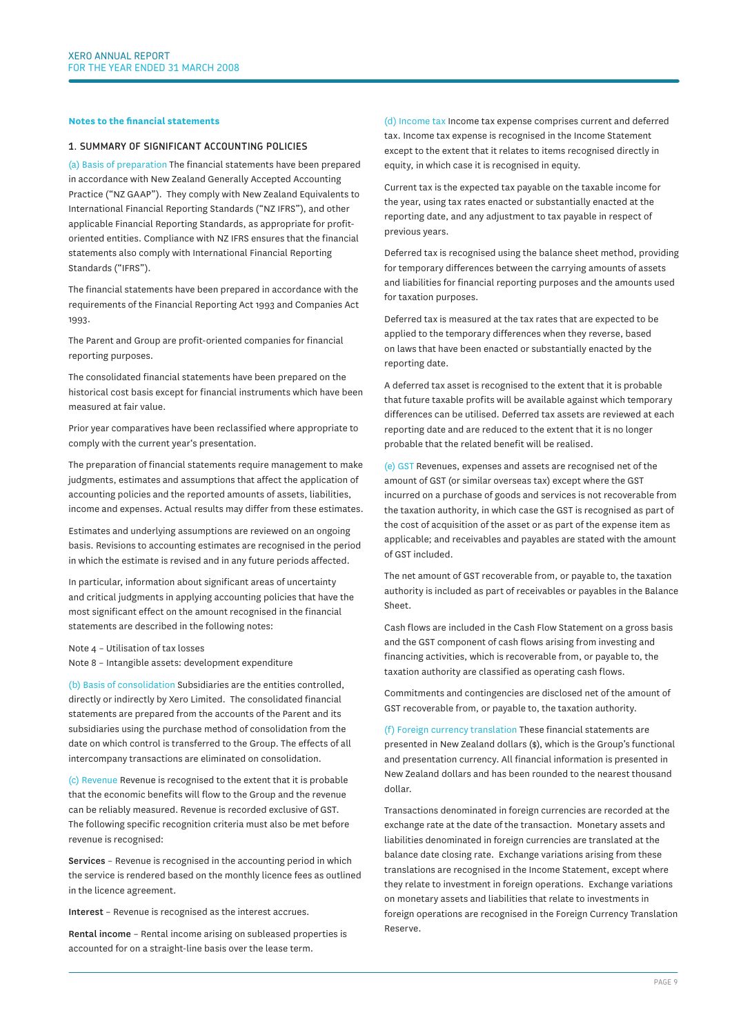**Notes to the financial statements**

## 1. SUMMARY OF SIGNIFICANT ACCOUNTING POLICIES

(a) Basis of preparation The financial statements have been prepared in accordance with New Zealand Generally Accepted Accounting Practice ("NZ GAAP"). They comply with New Zealand Equivalents to International Financial Reporting Standards ("NZ IFRS"), and other applicable Financial Reporting Standards, as appropriate for profit-oriented entities. Compliance with NZ IFRS ensures that the financial statements also comply with International Financial Reporting Standards ("IFRS").

The financial statements have been prepared in accordance with the requirements of the Financial Reporting Act 1993 and Companies Act 1993.

The Parent and Group are profit-oriented companies for financial reporting purposes.

The consolidated financial statements have been prepared on the historical cost basis except for financial instruments which have been measured at fair value.

Prior year comparatives have been reclassified where appropriate to comply with the current year's presentation.

The preparation of financial statements require management to make judgments, estimates and assumptions that affect the application of accounting policies and the reported amounts of assets, liabilities, income and expenses. Actual results may differ from these estimates.

Estimates and underlying assumptions are reviewed on an ongoing basis. Revisions to accounting estimates are recognised in the period in which the estimate is revised and in any future periods affected.

In particular, information about significant areas of uncertainty and critical judgments in applying accounting policies that have the most significant effect on the amount recognised in the financial statements are described in the following notes:

Note 4 – Utilisation of tax losses
Note 8 – Intangible assets: development expenditure

(b) Basis of consolidation Subsidiaries are the entities controlled, directly or indirectly by Xero Limited. The consolidated financial statements are prepared from the accounts of the Parent and its subsidiaries using the purchase method of consolidation from the date on which control is transferred to the Group. The effects of all intercompany transactions are eliminated on consolidation.

(c) Revenue Revenue is recognised to the extent that it is probable that the economic benefits will flow to the Group and the revenue can be reliably measured. Revenue is recorded exclusive of GST. The following specific recognition criteria must also be met before revenue is recognised:

**Services** – Revenue is recognised in the accounting period in which the service is rendered based on the monthly licence fees as outlined in the licence agreement.

**Interest** – Revenue is recognised as the interest accrues.

**Rental income** – Rental income arising on subleased properties is accounted for on a straight-line basis over the lease term.

(d) Income tax Income tax expense comprises current and deferred tax. Income tax expense is recognised in the Income Statement except to the extent that it relates to items recognised directly in equity, in which case it is recognised in equity.

Current tax is the expected tax payable on the taxable income for the year, using tax rates enacted or substantially enacted at the reporting date, and any adjustment to tax payable in respect of previous years.

Deferred tax is recognised using the balance sheet method, providing for temporary differences between the carrying amounts of assets and liabilities for financial reporting purposes and the amounts used for taxation purposes.

Deferred tax is measured at the tax rates that are expected to be applied to the temporary differences when they reverse, based on laws that have been enacted or substantially enacted by the reporting date.

A deferred tax asset is recognised to the extent that it is probable that future taxable profits will be available against which temporary differences can be utilised. Deferred tax assets are reviewed at each reporting date and are reduced to the extent that it is no longer probable that the related benefit will be realised.

(e) GST Revenues, expenses and assets are recognised net of the amount of GST (or similar overseas tax) except where the GST incurred on a purchase of goods and services is not recoverable from the taxation authority, in which case the GST is recognised as part of the cost of acquisition of the asset or as part of the expense item as applicable; and receivables and payables are stated with the amount of GST included.

The net amount of GST recoverable from, or payable to, the taxation authority is included as part of receivables or payables in the Balance Sheet.

Cash flows are included in the Cash Flow Statement on a gross basis and the GST component of cash flows arising from investing and financing activities, which is recoverable from, or payable to, the taxation authority are classified as operating cash flows.

Commitments and contingencies are disclosed net of the amount of GST recoverable from, or payable to, the taxation authority.

(f) Foreign currency translation These financial statements are presented in New Zealand dollars ($), which is the Group's functional and presentation currency. All financial information is presented in New Zealand dollars and has been rounded to the nearest thousand dollar.

Transactions denominated in foreign currencies are recorded at the exchange rate at the date of the transaction. Monetary assets and liabilities denominated in foreign currencies are translated at the balance date closing rate. Exchange variations arising from these translations are recognised in the Income Statement, except where they relate to investment in foreign operations. Exchange variations on monetary assets and liabilities that relate to investments in foreign operations are recognised in the Foreign Currency Translation Reserve.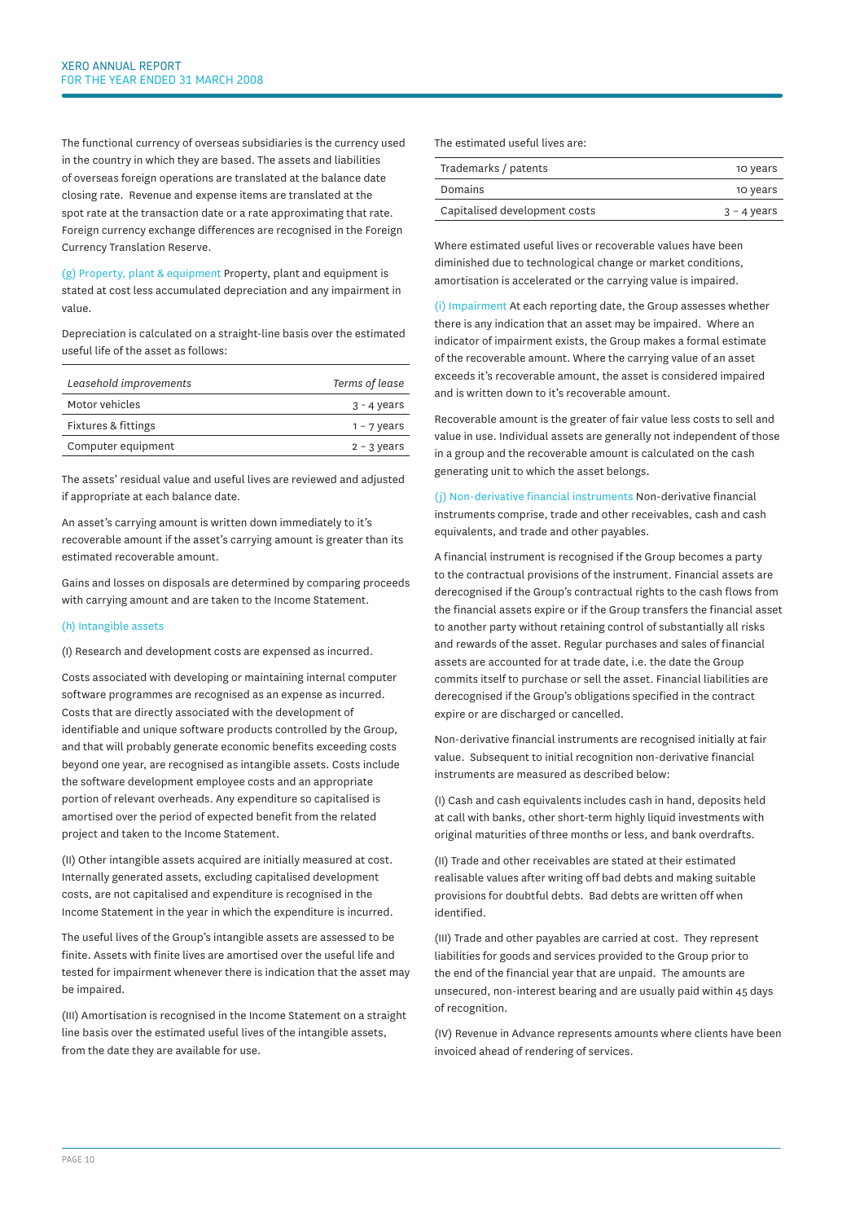The functional currency of overseas subsidiaries is the currency used in the country in which they are based. The assets and liabilities of overseas foreign operations are translated at the balance date closing rate. Revenue and expense items are translated at the spot rate at the transaction date or a rate approximating that rate. Foreign currency exchange differences are recognised in the Foreign Currency Translation Reserve.

(g) Property, plant & equipment Property, plant and equipment is stated at cost less accumulated depreciation and any impairment in value.

Depreciation is calculated on a straight-line basis over the estimated useful life of the asset as follows:

| *Leasehold improvements* | *Terms of lease* |
|---|---|
| Motor vehicles | 3 - 4 years |
| Fixtures & fittings | 1 – 7 years |
| Computer equipment | 2 – 3 years |

The assets' residual value and useful lives are reviewed and adjusted if appropriate at each balance date.

An asset's carrying amount is written down immediately to it's recoverable amount if the asset's carrying amount is greater than its estimated recoverable amount.

Gains and losses on disposals are determined by comparing proceeds with carrying amount and are taken to the Income Statement.

(h) Intangible assets

(I) Research and development costs are expensed as incurred.

Costs associated with developing or maintaining internal computer software programmes are recognised as an expense as incurred. Costs that are directly associated with the development of identifiable and unique software products controlled by the Group, and that will probably generate economic benefits exceeding costs beyond one year, are recognised as intangible assets. Costs include the software development employee costs and an appropriate portion of relevant overheads. Any expenditure so capitalised is amortised over the period of expected benefit from the related project and taken to the Income Statement.

(II) Other intangible assets acquired are initially measured at cost. Internally generated assets, excluding capitalised development costs, are not capitalised and expenditure is recognised in the Income Statement in the year in which the expenditure is incurred.

The useful lives of the Group's intangible assets are assessed to be finite. Assets with finite lives are amortised over the useful life and tested for impairment whenever there is indication that the asset may be impaired.

(III) Amortisation is recognised in the Income Statement on a straight line basis over the estimated useful lives of the intangible assets, from the date they are available for use.

The estimated useful lives are:

| | |
|---|---|
| Trademarks / patents | 10 years |
| Domains | 10 years |
| Capitalised development costs | 3 – 4 years |

Where estimated useful lives or recoverable values have been diminished due to technological change or market conditions, amortisation is accelerated or the carrying value is impaired.

(i) Impairment At each reporting date, the Group assesses whether there is any indication that an asset may be impaired. Where an indicator of impairment exists, the Group makes a formal estimate of the recoverable amount. Where the carrying value of an asset exceeds it's recoverable amount, the asset is considered impaired and is written down to it's recoverable amount.

Recoverable amount is the greater of fair value less costs to sell and value in use. Individual assets are generally not independent of those in a group and the recoverable amount is calculated on the cash generating unit to which the asset belongs.

(j) Non-derivative financial instruments Non-derivative financial instruments comprise, trade and other receivables, cash and cash equivalents, and trade and other payables.

A financial instrument is recognised if the Group becomes a party to the contractual provisions of the instrument. Financial assets are derecognised if the Group's contractual rights to the cash flows from the financial assets expire or if the Group transfers the financial asset to another party without retaining control of substantially all risks and rewards of the asset. Regular purchases and sales of financial assets are accounted for at trade date, i.e. the date the Group commits itself to purchase or sell the asset. Financial liabilities are derecognised if the Group's obligations specified in the contract expire or are discharged or cancelled.

Non-derivative financial instruments are recognised initially at fair value. Subsequent to initial recognition non-derivative financial instruments are measured as described below:

(I) Cash and cash equivalents includes cash in hand, deposits held at call with banks, other short-term highly liquid investments with original maturities of three months or less, and bank overdrafts.

(II) Trade and other receivables are stated at their estimated realisable values after writing off bad debts and making suitable provisions for doubtful debts. Bad debts are written off when identified.

(III) Trade and other payables are carried at cost. They represent liabilities for goods and services provided to the Group prior to the end of the financial year that are unpaid. The amounts are unsecured, non-interest bearing and are usually paid within 45 days of recognition.

(IV) Revenue in Advance represents amounts where clients have been invoiced ahead of rendering of services.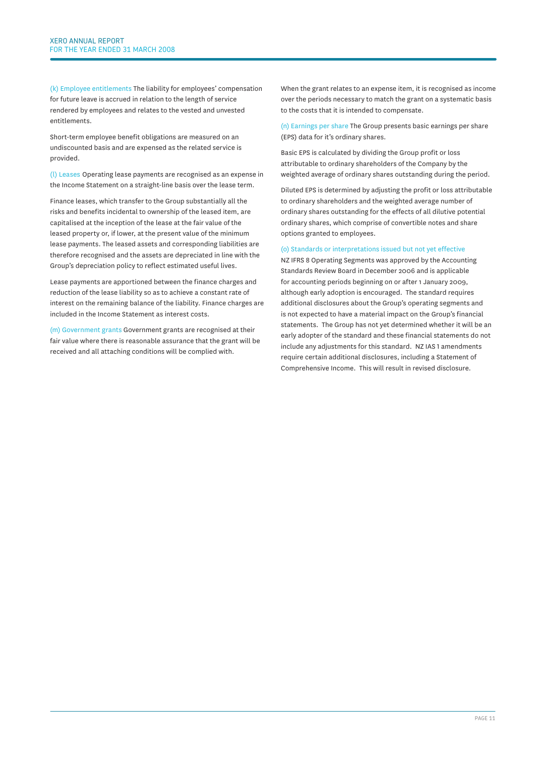(k) Employee entitlements The liability for employees' compensation for future leave is accrued in relation to the length of service rendered by employees and relates to the vested and unvested entitlements.

Short-term employee benefit obligations are measured on an undiscounted basis and are expensed as the related service is provided.

(l) Leases Operating lease payments are recognised as an expense in the Income Statement on a straight-line basis over the lease term.

Finance leases, which transfer to the Group substantially all the risks and benefits incidental to ownership of the leased item, are capitalised at the inception of the lease at the fair value of the leased property or, if lower, at the present value of the minimum lease payments. The leased assets and corresponding liabilities are therefore recognised and the assets are depreciated in line with the Group's depreciation policy to reflect estimated useful lives.

Lease payments are apportioned between the finance charges and reduction of the lease liability so as to achieve a constant rate of interest on the remaining balance of the liability. Finance charges are included in the Income Statement as interest costs.

(m) Government grants Government grants are recognised at their fair value where there is reasonable assurance that the grant will be received and all attaching conditions will be complied with.

When the grant relates to an expense item, it is recognised as income over the periods necessary to match the grant on a systematic basis to the costs that it is intended to compensate.

(n) Earnings per share The Group presents basic earnings per share (EPS) data for it's ordinary shares.

Basic EPS is calculated by dividing the Group profit or loss attributable to ordinary shareholders of the Company by the weighted average of ordinary shares outstanding during the period.

Diluted EPS is determined by adjusting the profit or loss attributable to ordinary shareholders and the weighted average number of ordinary shares outstanding for the effects of all dilutive potential ordinary shares, which comprise of convertible notes and share options granted to employees.

(o) Standards or interpretations issued but not yet effective NZ IFRS 8 Operating Segments was approved by the Accounting Standards Review Board in December 2006 and is applicable for accounting periods beginning on or after 1 January 2009, although early adoption is encouraged. The standard requires additional disclosures about the Group's operating segments and is not expected to have a material impact on the Group's financial statements. The Group has not yet determined whether it will be an early adopter of the standard and these financial statements do not include any adjustments for this standard. NZ IAS 1 amendments require certain additional disclosures, including a Statement of Comprehensive Income. This will result in revised disclosure.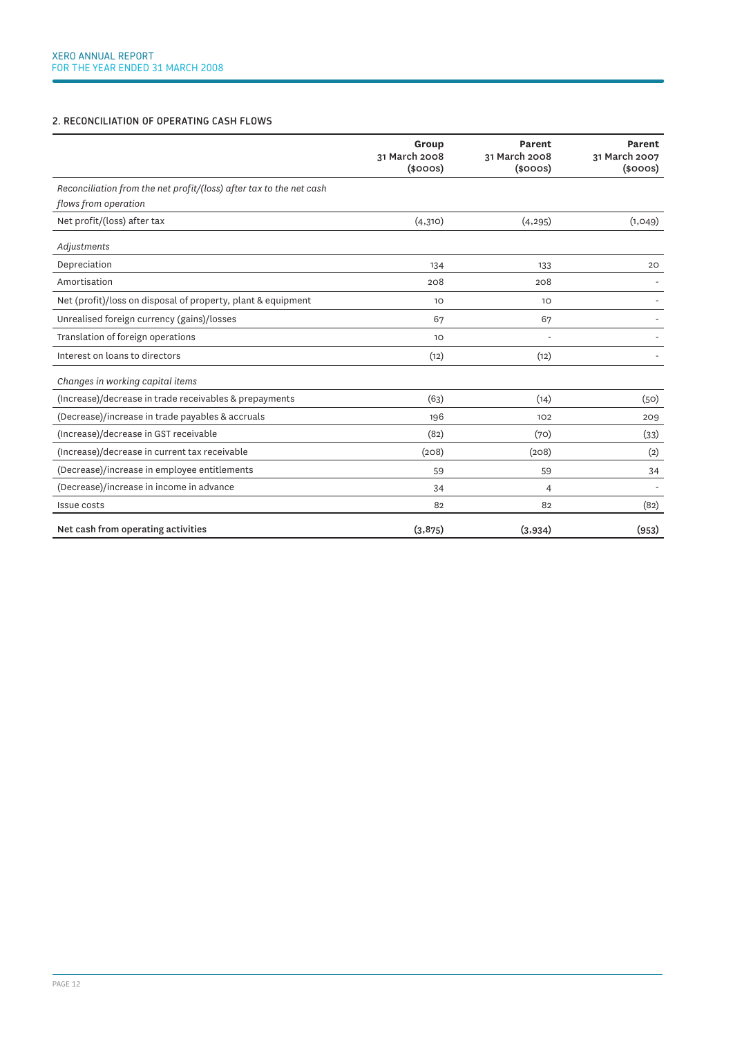## 2. RECONCILIATION OF OPERATING CASH FLOWS

| | Group 31 March 2008 ($000s) | Parent 31 March 2008 ($000s) | Parent 31 March 2007 ($000s) |
|---|---|---|---|
| *Reconciliation from the net profit/(loss) after tax to the net cash flows from operation* | | | |
| Net profit/(loss) after tax | (4,310) | (4,295) | (1,049) |
| *Adjustments* | | | |
| Depreciation | 134 | 133 | 20 |
| Amortisation | 208 | 208 | - |
| Net (profit)/loss on disposal of property, plant & equipment | 10 | 10 | - |
| Unrealised foreign currency (gains)/losses | 67 | 67 | - |
| Translation of foreign operations | 10 | - | - |
| Interest on loans to directors | (12) | (12) | - |
| *Changes in working capital items* | | | |
| (Increase)/decrease in trade receivables & prepayments | (63) | (14) | (50) |
| (Decrease)/increase in trade payables & accruals | 196 | 102 | 209 |
| (Increase)/decrease in GST receivable | (82) | (70) | (33) |
| (Increase)/decrease in current tax receivable | (208) | (208) | (2) |
| (Decrease)/increase in employee entitlements | 59 | 59 | 34 |
| (Decrease)/increase in income in advance | 34 | 4 | - |
| Issue costs | 82 | 82 | (82) |
| **Net cash from operating activities** | **(3,875)** | **(3,934)** | **(953)** |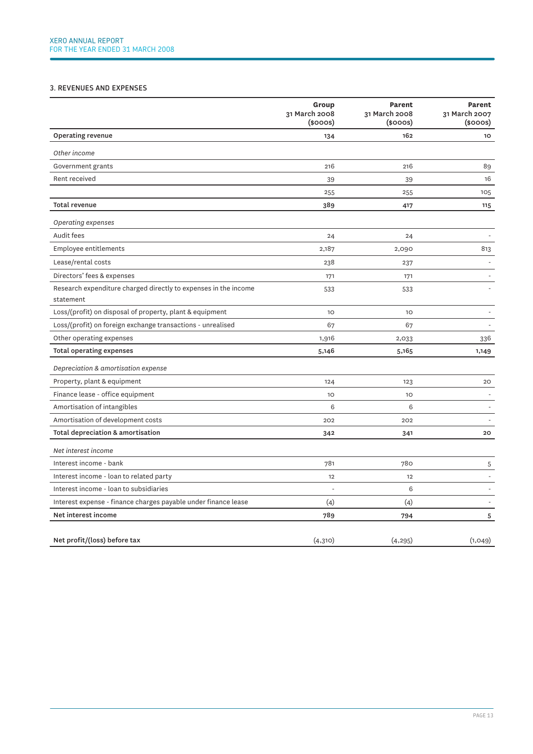### 3. REVENUES AND EXPENSES

| | Group 31 March 2008 ($000s) | Parent 31 March 2008 ($000s) | Parent 31 March 2007 ($000s) |
|---|---|---|---|
| **Operating revenue** | **134** | **162** | **10** |
| *Other income* | | | |
| Government grants | 216 | 216 | 89 |
| Rent received | 39 | 39 | 16 |
| | 255 | 255 | 105 |
| **Total revenue** | **389** | **417** | **115** |
| *Operating expenses* | | | |
| Audit fees | 24 | 24 | - |
| Employee entitlements | 2,187 | 2,090 | 813 |
| Lease/rental costs | 238 | 237 | - |
| Directors' fees & expenses | 171 | 171 | - |
| Research expenditure charged directly to expenses in the income statement | 533 | 533 | - |
| Loss/(profit) on disposal of property, plant & equipment | 10 | 10 | - |
| Loss/(profit) on foreign exchange transactions - unrealised | 67 | 67 | - |
| Other operating expenses | 1,916 | 2,033 | 336 |
| **Total operating expenses** | **5,146** | **5,165** | **1,149** |
| *Depreciation & amortisation expense* | | | |
| Property, plant & equipment | 124 | 123 | 20 |
| Finance lease - office equipment | 10 | 10 | - |
| Amortisation of intangibles | 6 | 6 | - |
| Amortisation of development costs | 202 | 202 | - |
| **Total depreciation & amortisation** | **342** | **341** | **20** |
| *Net interest income* | | | |
| Interest income - bank | 781 | 780 | 5 |
| Interest income - loan to related party | 12 | 12 | - |
| Interest income - loan to subsidiaries | - | 6 | - |
| Interest expense - finance charges payable under finance lease | (4) | (4) | - |
| **Net interest income** | **789** | **794** | **5** |
| **Net profit/(loss) before tax** | (4,310) | (4,295) | (1,049) |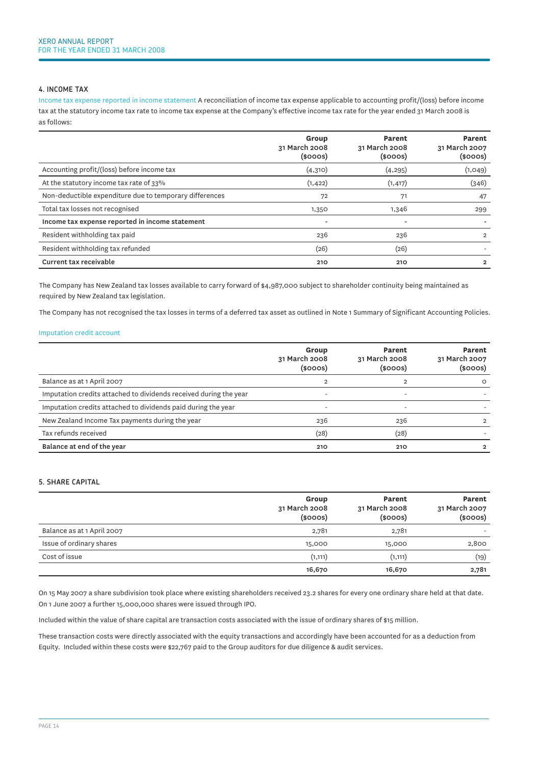## 4. INCOME TAX

Income tax expense reported in income statement A reconciliation of income tax expense applicable to accounting profit/(loss) before income tax at the statutory income tax rate to income tax expense at the Company's effective income tax rate for the year ended 31 March 2008 is as follows:

| | Group 31 March 2008 ($000s) | Parent 31 March 2008 ($000s) | Parent 31 March 2007 ($000s) |
|---|---|---|---|
| Accounting profit/(loss) before income tax | (4,310) | (4,295) | (1,049) |
| At the statutory income tax rate of 33% | (1,422) | (1,417) | (346) |
| Non-deductible expenditure due to temporary differences | 72 | 71 | 47 |
| Total tax losses not recognised | 1,350 | 1,346 | 299 |
| **Income tax expense reported in income statement** | - | - | - |
| Resident withholding tax paid | 236 | 236 | 2 |
| Resident withholding tax refunded | (26) | (26) | - |
| **Current tax receivable** | **210** | **210** | **2** |

The Company has New Zealand tax losses available to carry forward of $4,987,000 subject to shareholder continuity being maintained as required by New Zealand tax legislation.

The Company has not recognised the tax losses in terms of a deferred tax asset as outlined in Note 1 Summary of Significant Accounting Policies.

### Imputation credit account

| | Group 31 March 2008 ($000s) | Parent 31 March 2008 ($000s) | Parent 31 March 2007 ($000s) |
|---|---|---|---|
| Balance as at 1 April 2007 | 2 | 2 | 0 |
| Imputation credits attached to dividends received during the year | - | - | - |
| Imputation credits attached to dividends paid during the year | - | - | - |
| New Zealand Income Tax payments during the year | 236 | 236 | 2 |
| Tax refunds received | (28) | (28) | - |
| **Balance at end of the year** | **210** | **210** | **2** |

## 5. SHARE CAPITAL

| | Group 31 March 2008 ($000s) | Parent 31 March 2008 ($000s) | Parent 31 March 2007 ($000s) |
|---|---|---|---|
| Balance as at 1 April 2007 | 2,781 | 2,781 | - |
| Issue of ordinary shares | 15,000 | 15,000 | 2,800 |
| Cost of issue | (1,111) | (1,111) | (19) |
| | **16,670** | **16,670** | **2,781** |

On 15 May 2007 a share subdivision took place where existing shareholders received 23.2 shares for every one ordinary share held at that date. On 1 June 2007 a further 15,000,000 shares were issued through IPO.

Included within the value of share capital are transaction costs associated with the issue of ordinary shares of $15 million.

These transaction costs were directly associated with the equity transactions and accordingly have been accounted for as a deduction from Equity. Included within these costs were $22,767 paid to the Group auditors for due diligence & audit services.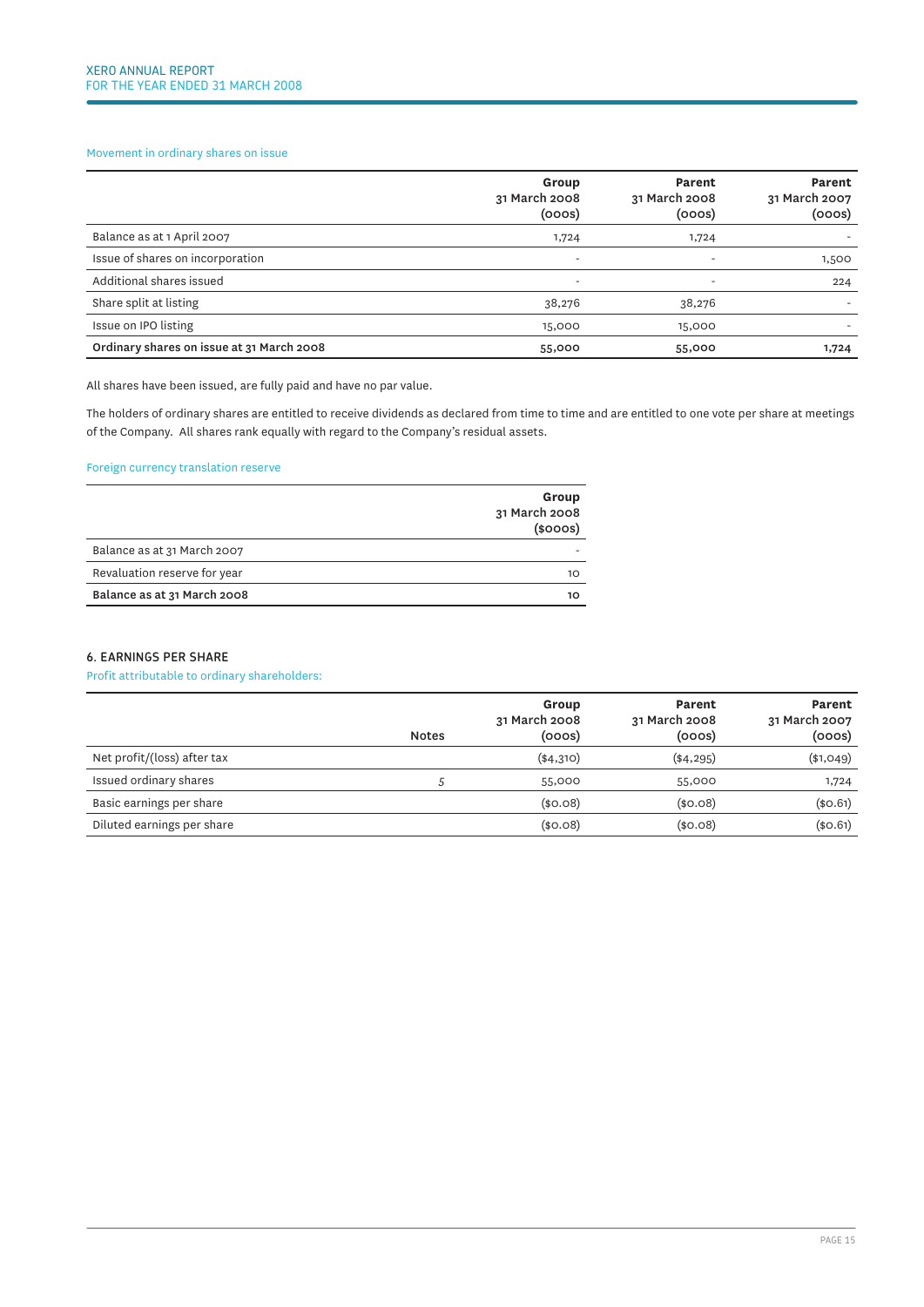Movement in ordinary shares on issue

| | Group 31 March 2008 (000s) | Parent 31 March 2008 (000s) | Parent 31 March 2007 (000s) |
|---|---|---|---|
| Balance as at 1 April 2007 | 1,724 | 1,724 | - |
| Issue of shares on incorporation | - | - | 1,500 |
| Additional shares issued | - | - | 224 |
| Share split at listing | 38,276 | 38,276 | - |
| Issue on IPO listing | 15,000 | 15,000 | - |
| **Ordinary shares on issue at 31 March 2008** | **55,000** | **55,000** | **1,724** |

All shares have been issued, are fully paid and have no par value.

The holders of ordinary shares are entitled to receive dividends as declared from time to time and are entitled to one vote per share at meetings of the Company. All shares rank equally with regard to the Company's residual assets.

Foreign currency translation reserve

| | Group 31 March 2008 ($000s) |
|---|---|
| Balance as at 31 March 2007 | - |
| Revaluation reserve for year | 10 |
| **Balance as at 31 March 2008** | **10** |

## 6. EARNINGS PER SHARE

Profit attributable to ordinary shareholders:

| | Notes | Group 31 March 2008 (000s) | Parent 31 March 2008 (000s) | Parent 31 March 2007 (000s) |
|---|---|---|---|---|
| Net profit/(loss) after tax | | ($4,310) | ($4,295) | ($1,049) |
| Issued ordinary shares | 5 | 55,000 | 55,000 | 1,724 |
| Basic earnings per share | | ($0.08) | ($0.08) | ($0.61) |
| Diluted earnings per share | | ($0.08) | ($0.08) | ($0.61) |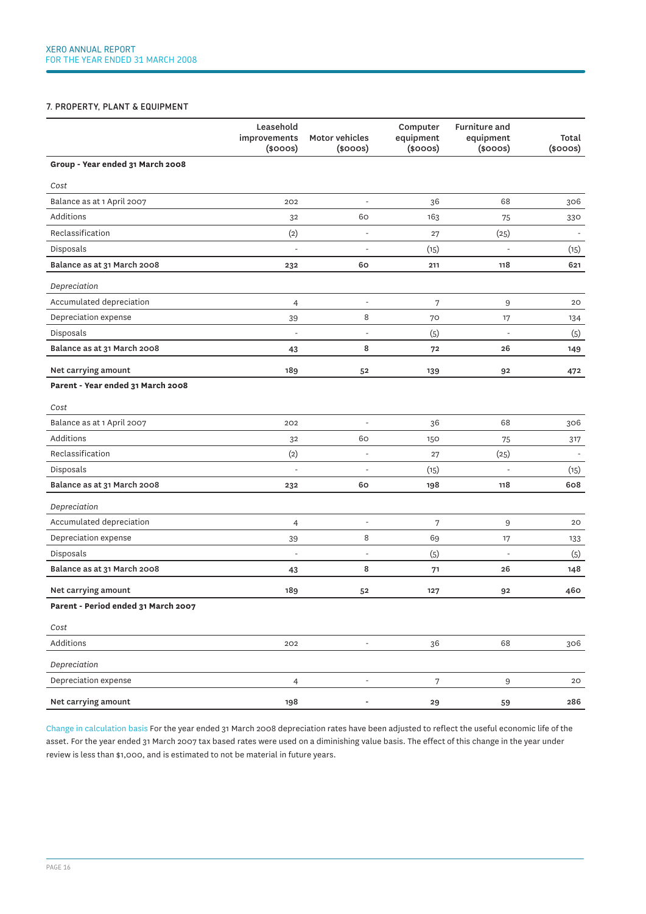### 7. PROPERTY, PLANT & EQUIPMENT

| | Leasehold improvements ($000s) | Motor vehicles ($000s) | Computer equipment ($000s) | Furniture and equipment ($000s) | Total ($000s) |
|---|---|---|---|---|---|
| **Group - Year ended 31 March 2008** | | | | | |
| *Cost* | | | | | |
| Balance as at 1 April 2007 | 202 | - | 36 | 68 | 306 |
| Additions | 32 | 60 | 163 | 75 | 330 |
| Reclassification | (2) | - | 27 | (25) | - |
| Disposals | - | - | (15) | - | (15) |
| **Balance as at 31 March 2008** | **232** | **60** | **211** | **118** | **621** |
| *Depreciation* | | | | | |
| Accumulated depreciation | 4 | - | 7 | 9 | 20 |
| Depreciation expense | 39 | 8 | 70 | 17 | 134 |
| Disposals | - | - | (5) | - | (5) |
| **Balance as at 31 March 2008** | **43** | **8** | **72** | **26** | **149** |
| **Net carrying amount** | **189** | **52** | **139** | **92** | **472** |
| **Parent - Year ended 31 March 2008** | | | | | |
| *Cost* | | | | | |
| Balance as at 1 April 2007 | 202 | - | 36 | 68 | 306 |
| Additions | 32 | 60 | 150 | 75 | 317 |
| Reclassification | (2) | - | 27 | (25) | - |
| Disposals | - | - | (15) | - | (15) |
| **Balance as at 31 March 2008** | **232** | **60** | **198** | **118** | **608** |
| *Depreciation* | | | | | |
| Accumulated depreciation | 4 | - | 7 | 9 | 20 |
| Depreciation expense | 39 | 8 | 69 | 17 | 133 |
| Disposals | - | - | (5) | - | (5) |
| **Balance as at 31 March 2008** | **43** | **8** | **71** | **26** | **148** |
| **Net carrying amount** | **189** | **52** | **127** | **92** | **460** |
| **Parent - Period ended 31 March 2007** | | | | | |
| *Cost* | | | | | |
| Additions | 202 | - | 36 | 68 | 306 |
| *Depreciation* | | | | | |
| Depreciation expense | 4 | - | 7 | 9 | 20 |
| **Net carrying amount** | **198** | **-** | **29** | **59** | **286** |

Change in calculation basis For the year ended 31 March 2008 depreciation rates have been adjusted to reflect the useful economic life of the asset. For the year ended 31 March 2007 tax based rates were used on a diminishing value basis. The effect of this change in the year under review is less than $1,000, and is estimated to not be material in future years.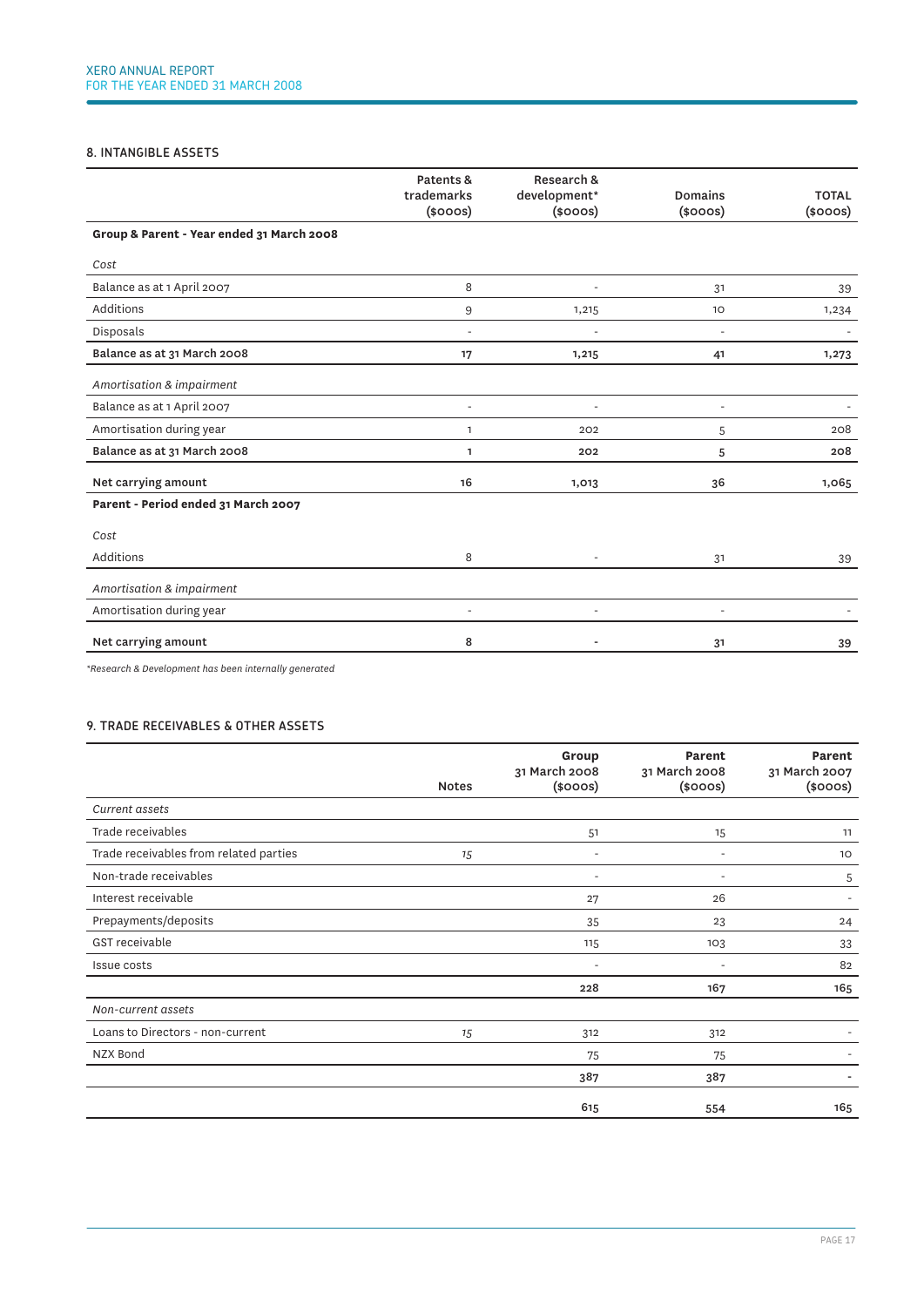## 8. INTANGIBLE ASSETS

| | Patents & trademarks ($000s) | Research & development* ($000s) | Domains ($000s) | TOTAL ($000s) |
|---|---|---|---|---|
| **Group & Parent - Year ended 31 March 2008** | | | | |
| *Cost* | | | | |
| Balance as at 1 April 2007 | 8 | - | 31 | 39 |
| Additions | 9 | 1,215 | 10 | 1,234 |
| Disposals | - | - | - | - |
| **Balance as at 31 March 2008** | **17** | **1,215** | **41** | **1,273** |
| *Amortisation & impairment* | | | | |
| Balance as at 1 April 2007 | - | - | - | - |
| Amortisation during year | 1 | 202 | 5 | 208 |
| **Balance as at 31 March 2008** | **1** | **202** | **5** | **208** |
| **Net carrying amount** | **16** | **1,013** | **36** | **1,065** |
| **Parent - Period ended 31 March 2007** | | | | |
| *Cost* | | | | |
| Additions | 8 | - | 31 | 39 |
| *Amortisation & impairment* | | | | |
| Amortisation during year | - | - | - | - |
| **Net carrying amount** | **8** | **-** | **31** | **39** |

*Research & Development has been internally generated*

## 9. TRADE RECEIVABLES & OTHER ASSETS

| | Notes | Group 31 March 2008 ($000s) | Parent 31 March 2008 ($000s) | Parent 31 March 2007 ($000s) |
|---|---|---|---|---|
| *Current assets* | | | | |
| Trade receivables | | 51 | 15 | 11 |
| Trade receivables from related parties | 15 | - | - | 10 |
| Non-trade receivables | | - | - | 5 |
| Interest receivable | | 27 | 26 | - |
| Prepayments/deposits | | 35 | 23 | 24 |
| GST receivable | | 115 | 103 | 33 |
| Issue costs | | - | - | 82 |
| | | **228** | **167** | **165** |
| *Non-current assets* | | | | |
| Loans to Directors - non-current | 15 | 312 | 312 | - |
| NZX Bond | | 75 | 75 | - |
| | | **387** | **387** | **-** |
| | | **615** | **554** | **165** |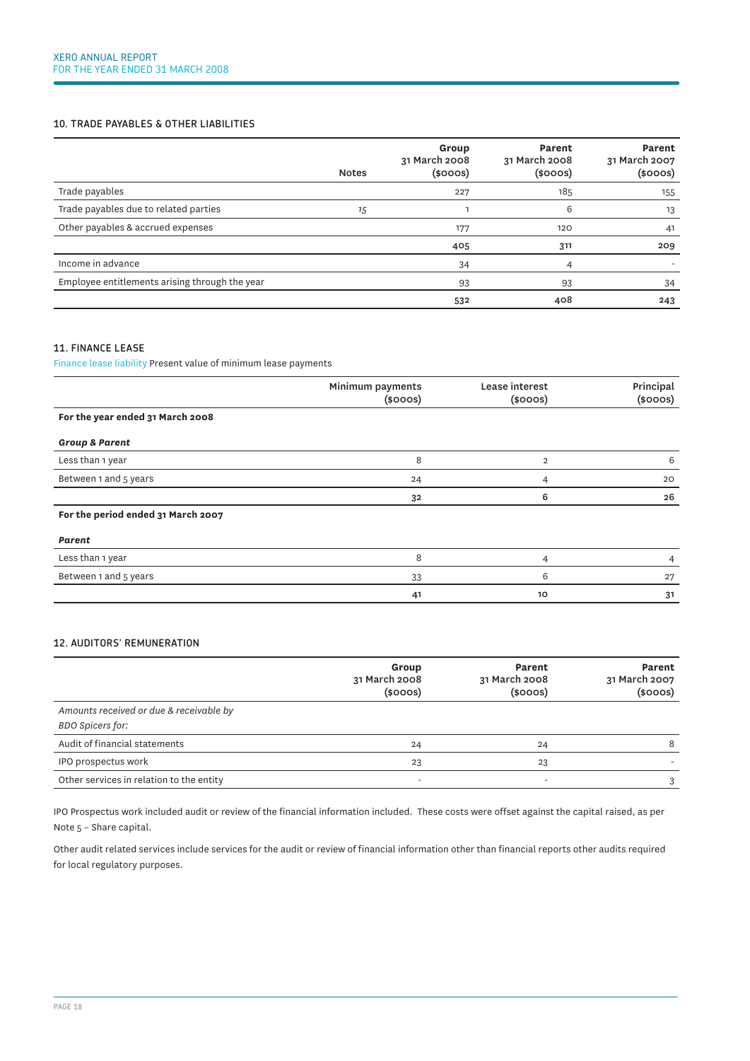### 10. TRADE PAYABLES & OTHER LIABILITIES

| | Notes | Group 31 March 2008 ($000s) | Parent 31 March 2008 ($000s) | Parent 31 March 2007 ($000s) |
|---|---|---|---|---|
| Trade payables | | 227 | 185 | 155 |
| Trade payables due to related parties | 15 | 1 | 6 | 13 |
| Other payables & accrued expenses | | 177 | 120 | 41 |
| | | **405** | **311** | **209** |
| Income in advance | | 34 | 4 | - |
| Employee entitlements arising through the year | | 93 | 93 | 34 |
| | | **532** | **408** | **243** |

### 11. FINANCE LEASE

Finance lease liability Present value of minimum lease payments

| | Minimum payments ($000s) | Lease interest ($000s) | Principal ($000s) |
|---|---|---|---|
| **For the year ended 31 March 2008** | | | |
| ***Group & Parent*** | | | |
| Less than 1 year | 8 | 2 | 6 |
| Between 1 and 5 years | 24 | 4 | 20 |
| | **32** | **6** | **26** |
| **For the period ended 31 March 2007** | | | |
| ***Parent*** | | | |
| Less than 1 year | 8 | 4 | 4 |
| Between 1 and 5 years | 33 | 6 | 27 |
| | **41** | **10** | **31** |

### 12. AUDITORS' REMUNERATION

| | Group 31 March 2008 ($000s) | Parent 31 March 2008 ($000s) | Parent 31 March 2007 ($000s) |
|---|---|---|---|
| *Amounts received or due & receivable by BDO Spicers for:* | | | |
| Audit of financial statements | 24 | 24 | 8 |
| IPO prospectus work | 23 | 23 | - |
| Other services in relation to the entity | - | - | 3 |

IPO Prospectus work included audit or review of the financial information included. These costs were offset against the capital raised, as per Note 5 – Share capital.

Other audit related services include services for the audit or review of financial information other than financial reports other audits required for local regulatory purposes.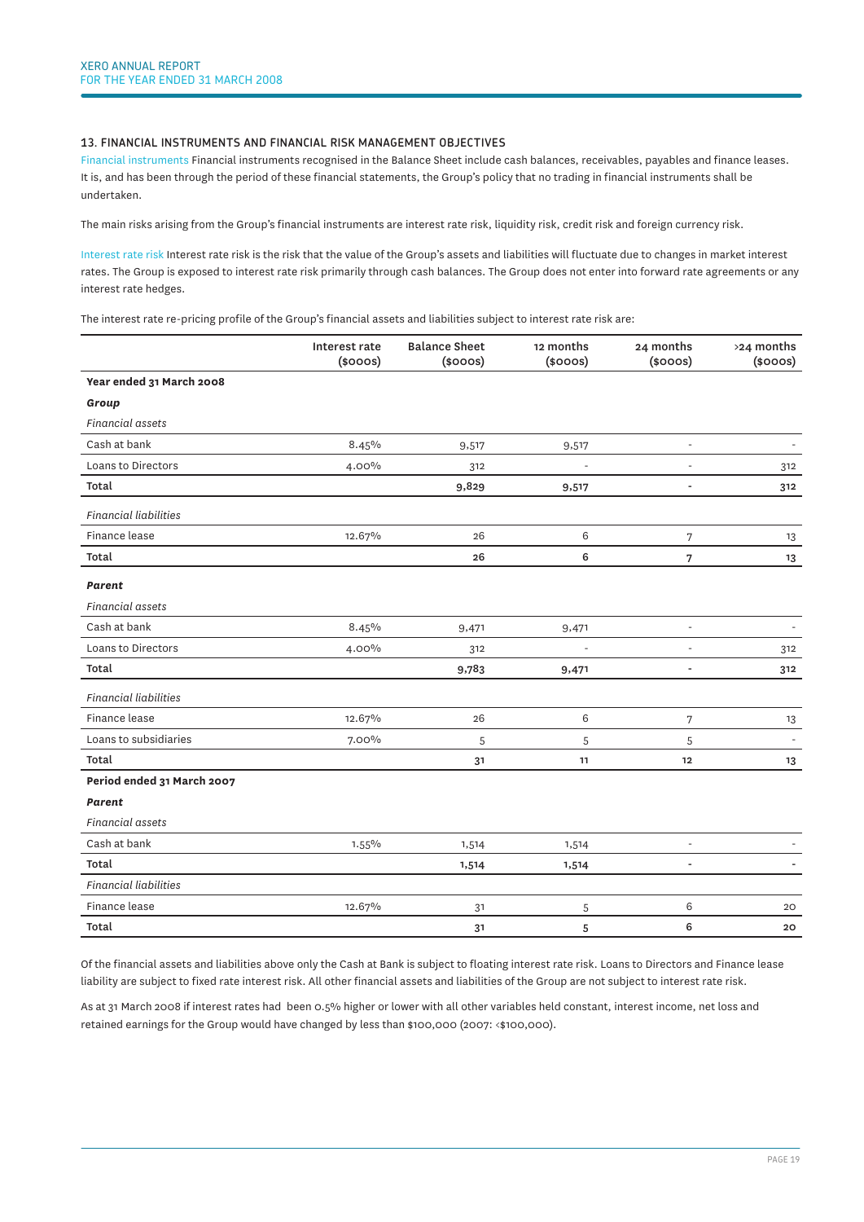## 13. FINANCIAL INSTRUMENTS AND FINANCIAL RISK MANAGEMENT OBJECTIVES

Financial instruments Financial instruments recognised in the Balance Sheet include cash balances, receivables, payables and finance leases. It is, and has been through the period of these financial statements, the Group's policy that no trading in financial instruments shall be undertaken.

The main risks arising from the Group's financial instruments are interest rate risk, liquidity risk, credit risk and foreign currency risk.

Interest rate risk Interest rate risk is the risk that the value of the Group's assets and liabilities will fluctuate due to changes in market interest rates. The Group is exposed to interest rate risk primarily through cash balances. The Group does not enter into forward rate agreements or any interest rate hedges.

The interest rate re-pricing profile of the Group's financial assets and liabilities subject to interest rate risk are:

| | Interest rate ($000s) | Balance Sheet ($000s) | 12 months ($000s) | 24 months ($000s) | >24 months ($000s) |
|---|---|---|---|---|---|
| **Year ended 31 March 2008** | | | | | |
| ***Group*** | | | | | |
| *Financial assets* | | | | | |
| Cash at bank | 8.45% | 9,517 | 9,517 | - | - |
| Loans to Directors | 4.00% | 312 | - | - | 312 |
| **Total** | | **9,829** | **9,517** | **-** | **312** |
| *Financial liabilities* | | | | | |
| Finance lease | 12.67% | 26 | 6 | 7 | 13 |
| **Total** | | **26** | **6** | **7** | **13** |
| ***Parent*** | | | | | |
| *Financial assets* | | | | | |
| Cash at bank | 8.45% | 9,471 | 9,471 | - | - |
| Loans to Directors | 4.00% | 312 | - | - | 312 |
| **Total** | | **9,783** | **9,471** | **-** | **312** |
| *Financial liabilities* | | | | | |
| Finance lease | 12.67% | 26 | 6 | 7 | 13 |
| Loans to subsidiaries | 7.00% | 5 | 5 | 5 | - |
| **Total** | | **31** | **11** | **12** | **13** |
| **Period ended 31 March 2007** | | | | | |
| ***Parent*** | | | | | |
| *Financial assets* | | | | | |
| Cash at bank | 1.55% | 1,514 | 1,514 | - | - |
| **Total** | | **1,514** | **1,514** | **-** | **-** |
| *Financial liabilities* | | | | | |
| Finance lease | 12.67% | 31 | 5 | 6 | 20 |
| **Total** | | **31** | **5** | **6** | **20** |

Of the financial assets and liabilities above only the Cash at Bank is subject to floating interest rate risk. Loans to Directors and Finance lease liability are subject to fixed rate interest risk. All other financial assets and liabilities of the Group are not subject to interest rate risk.

As at 31 March 2008 if interest rates had been 0.5% higher or lower with all other variables held constant, interest income, net loss and retained earnings for the Group would have changed by less than $100,000 (2007: <$100,000).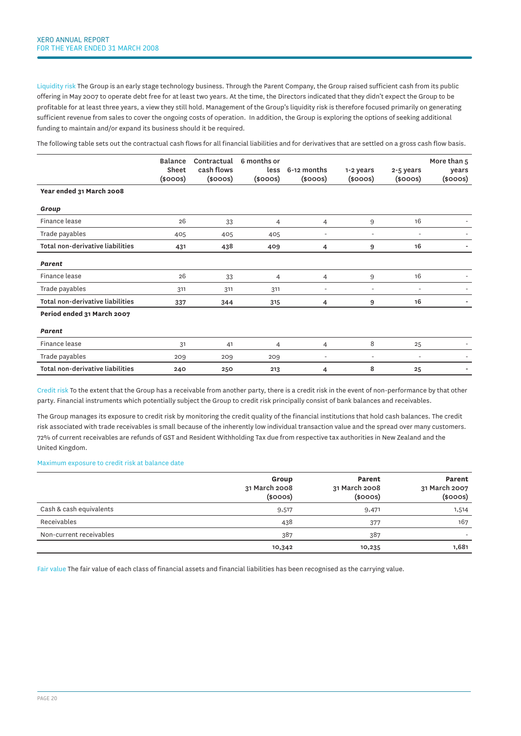**Liquidity risk** The Group is an early stage technology business. Through the Parent Company, the Group raised sufficient cash from its public offering in May 2007 to operate debt free for at least two years. At the time, the Directors indicated that they didn't expect the Group to be profitable for at least three years, a view they still hold. Management of the Group's liquidity risk is therefore focused primarily on generating sufficient revenue from sales to cover the ongoing costs of operation. In addition, the Group is exploring the options of seeking additional funding to maintain and/or expand its business should it be required.

The following table sets out the contractual cash flows for all financial liabilities and for derivatives that are settled on a gross cash flow basis.

| | Balance Sheet ($000s) | Contractual cash flows ($000s) | 6 months or less ($000s) | 6-12 months ($000s) | 1-2 years ($000s) | 2-5 years ($000s) | More than 5 years ($000s) |
|---|---|---|---|---|---|---|---|
| **Year ended 31 March 2008** | | | | | | | |
| ***Group*** | | | | | | | |
| Finance lease | 26 | 33 | 4 | 4 | 9 | 16 | - |
| Trade payables | 405 | 405 | 405 | - | - | - | - |
| **Total non-derivative liabilities** | **431** | **438** | **409** | **4** | **9** | **16** | **-** |
| ***Parent*** | | | | | | | |
| Finance lease | 26 | 33 | 4 | 4 | 9 | 16 | - |
| Trade payables | 311 | 311 | 311 | - | - | - | - |
| **Total non-derivative liabilities** | **337** | **344** | **315** | **4** | **9** | **16** | **-** |
| **Period ended 31 March 2007** | | | | | | | |
| ***Parent*** | | | | | | | |
| Finance lease | 31 | 41 | 4 | 4 | 8 | 25 | - |
| Trade payables | 209 | 209 | 209 | - | - | - | - |
| **Total non-derivative liabilities** | **240** | **250** | **213** | **4** | **8** | **25** | **-** |

**Credit risk** To the extent that the Group has a receivable from another party, there is a credit risk in the event of non-performance by that other party. Financial instruments which potentially subject the Group to credit risk principally consist of bank balances and receivables.

The Group manages its exposure to credit risk by monitoring the credit quality of the financial institutions that hold cash balances. The credit risk associated with trade receivables is small because of the inherently low individual transaction value and the spread over many customers. 72% of current receivables are refunds of GST and Resident Withholding Tax due from respective tax authorities in New Zealand and the United Kingdom.

Maximum exposure to credit risk at balance date

| | Group 31 March 2008 ($000s) | Parent 31 March 2008 ($000s) | Parent 31 March 2007 ($000s) |
|---|---|---|---|
| Cash & cash equivalents | 9,517 | 9,471 | 1,514 |
| Receivables | 438 | 377 | 167 |
| Non-current receivables | 387 | 387 | - |
| | **10,342** | **10,235** | **1,681** |

**Fair value** The fair value of each class of financial assets and financial liabilities has been recognised as the carrying value.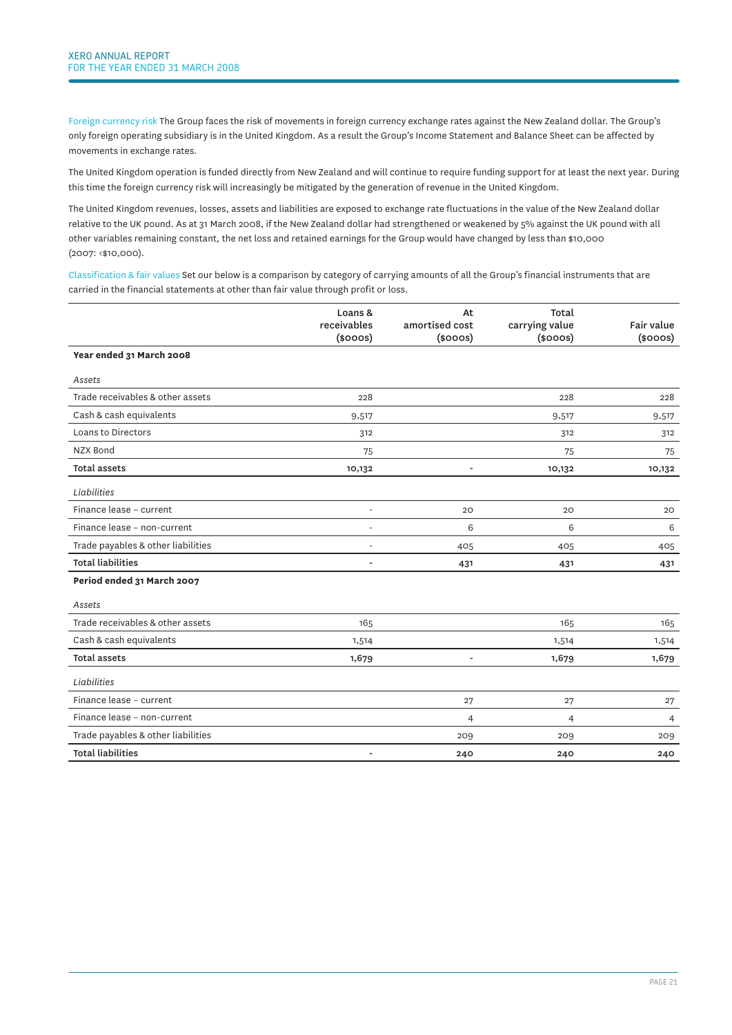Foreign currency risk The Group faces the risk of movements in foreign currency exchange rates against the New Zealand dollar. The Group's only foreign operating subsidiary is in the United Kingdom. As a result the Group's Income Statement and Balance Sheet can be affected by movements in exchange rates.

The United Kingdom operation is funded directly from New Zealand and will continue to require funding support for at least the next year. During this time the foreign currency risk will increasingly be mitigated by the generation of revenue in the United Kingdom.

The United Kingdom revenues, losses, assets and liabilities are exposed to exchange rate fluctuations in the value of the New Zealand dollar relative to the UK pound. As at 31 March 2008, if the New Zealand dollar had strengthened or weakened by 5% against the UK pound with all other variables remaining constant, the net loss and retained earnings for the Group would have changed by less than $10,000 (2007: <$10,000).

Classification & fair values Set our below is a comparison by category of carrying amounts of all the Group's financial instruments that are carried in the financial statements at other than fair value through profit or loss.

| | Loans & receivables ($000s) | At amortised cost ($000s) | Total carrying value ($000s) | Fair value ($000s) |
|---|---|---|---|---|
| **Year ended 31 March 2008** | | | | |
| *Assets* | | | | |
| Trade receivables & other assets | 228 | | 228 | 228 |
| Cash & cash equivalents | 9,517 | | 9,517 | 9,517 |
| Loans to Directors | 312 | | 312 | 312 |
| NZX Bond | 75 | | 75 | 75 |
| **Total assets** | **10,132** | **-** | **10,132** | **10,132** |
| *Liabilities* | | | | |
| Finance lease – current | - | 20 | 20 | 20 |
| Finance lease – non-current | - | 6 | 6 | 6 |
| Trade payables & other liabilities | - | 405 | 405 | 405 |
| **Total liabilities** | **-** | **431** | **431** | **431** |
| **Period ended 31 March 2007** | | | | |
| *Assets* | | | | |
| Trade receivables & other assets | 165 | | 165 | 165 |
| Cash & cash equivalents | 1,514 | | 1,514 | 1,514 |
| **Total assets** | **1,679** | **-** | **1,679** | **1,679** |
| *Liabilities* | | | | |
| Finance lease – current | | 27 | 27 | 27 |
| Finance lease – non-current | | 4 | 4 | 4 |
| Trade payables & other liabilities | | 209 | 209 | 209 |
| **Total liabilities** | **-** | **240** | **240** | **240** |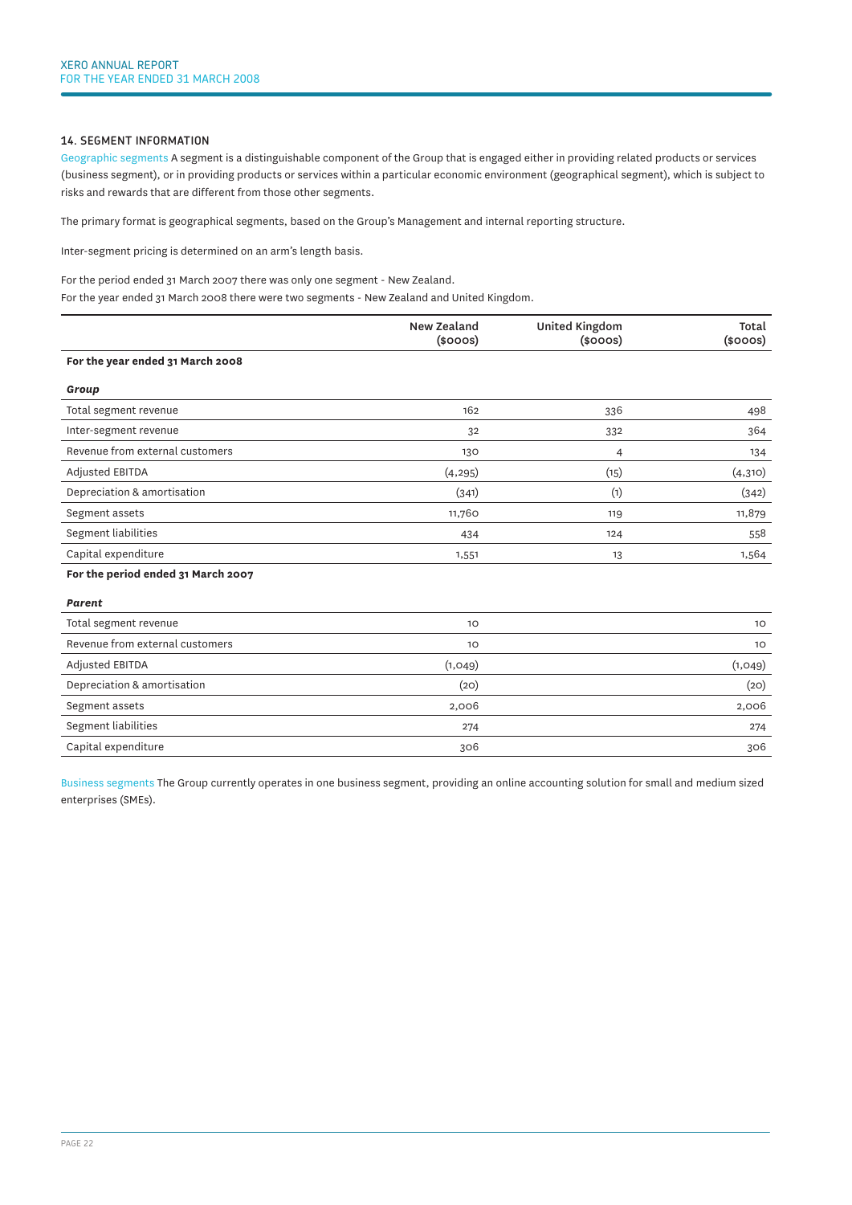### 14. SEGMENT INFORMATION

Geographic segments A segment is a distinguishable component of the Group that is engaged either in providing related products or services (business segment), or in providing products or services within a particular economic environment (geographical segment), which is subject to risks and rewards that are different from those other segments.

The primary format is geographical segments, based on the Group's Management and internal reporting structure.

Inter-segment pricing is determined on an arm's length basis.

For the period ended 31 March 2007 there was only one segment - New Zealand.
For the year ended 31 March 2008 there were two segments - New Zealand and United Kingdom.

| | New Zealand ($000s) | United Kingdom ($000s) | Total ($000s) |
|---|---|---|---|
| **For the year ended 31 March 2008** | | | |
| ***Group*** | | | |
| Total segment revenue | 162 | 336 | 498 |
| Inter-segment revenue | 32 | 332 | 364 |
| Revenue from external customers | 130 | 4 | 134 |
| Adjusted EBITDA | (4,295) | (15) | (4,310) |
| Depreciation & amortisation | (341) | (1) | (342) |
| Segment assets | 11,760 | 119 | 11,879 |
| Segment liabilities | 434 | 124 | 558 |
| Capital expenditure | 1,551 | 13 | 1,564 |
| **For the period ended 31 March 2007** | | | |
| ***Parent*** | | | |
| Total segment revenue | 10 | | 10 |
| Revenue from external customers | 10 | | 10 |
| Adjusted EBITDA | (1,049) | | (1,049) |
| Depreciation & amortisation | (20) | | (20) |
| Segment assets | 2,006 | | 2,006 |
| Segment liabilities | 274 | | 274 |
| Capital expenditure | 306 | | 306 |

Business segments The Group currently operates in one business segment, providing an online accounting solution for small and medium sized enterprises (SMEs).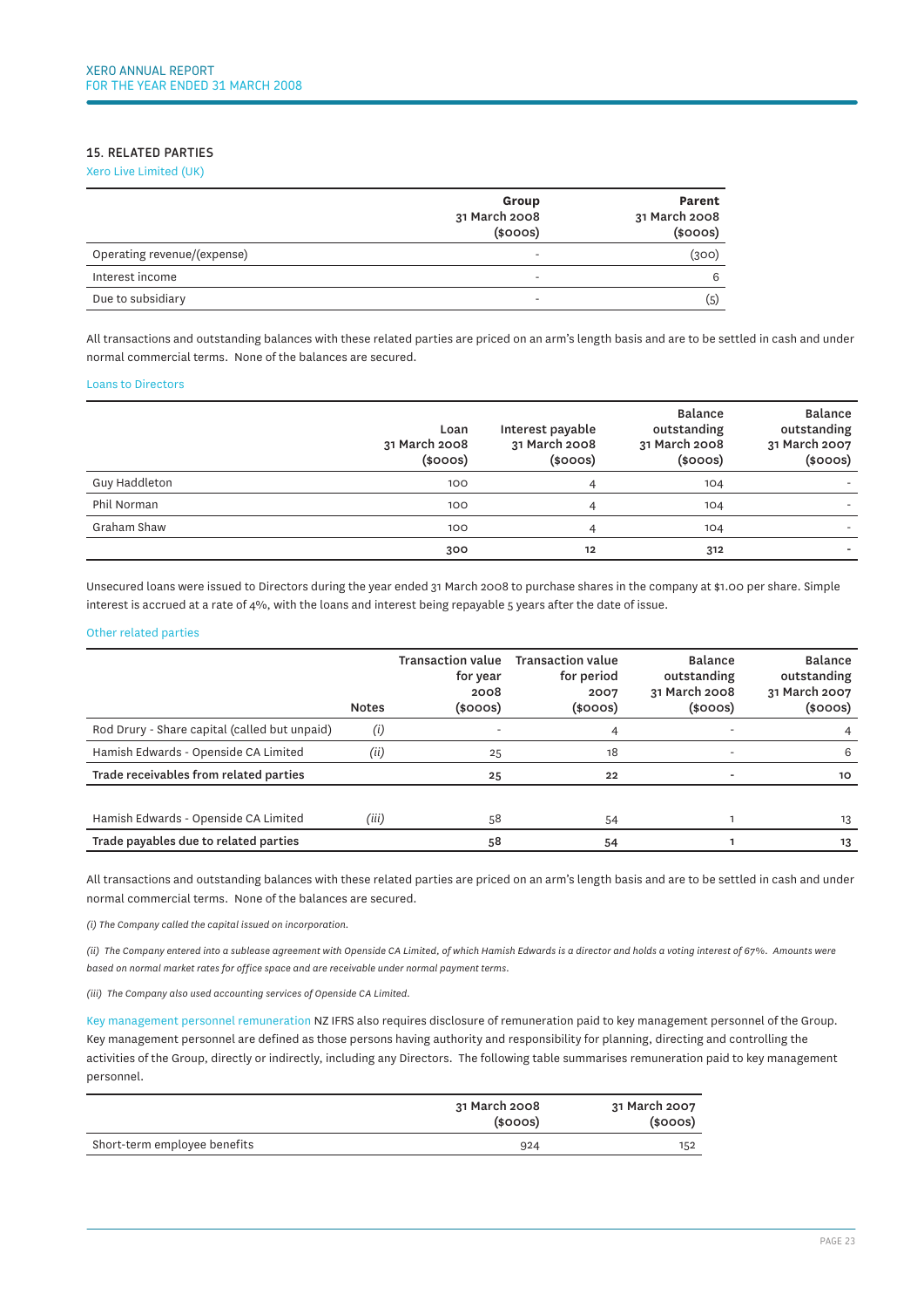## 15. RELATED PARTIES

### Xero Live Limited (UK)

| | Group 31 March 2008 ($000s) | Parent 31 March 2008 ($000s) |
|---|---|---|
| Operating revenue/(expense) | - | (300) |
| Interest income | - | 6 |
| Due to subsidiary | - | (5) |

All transactions and outstanding balances with these related parties are priced on an arm's length basis and are to be settled in cash and under normal commercial terms. None of the balances are secured.

### Loans to Directors

| | Loan 31 March 2008 ($000s) | Interest payable 31 March 2008 ($000s) | Balance outstanding 31 March 2008 ($000s) | Balance outstanding 31 March 2007 ($000s) |
|---|---|---|---|---|
| Guy Haddleton | 100 | 4 | 104 | - |
| Phil Norman | 100 | 4 | 104 | - |
| Graham Shaw | 100 | 4 | 104 | - |
| | **300** | **12** | **312** | **-** |

Unsecured loans were issued to Directors during the year ended 31 March 2008 to purchase shares in the company at $1.00 per share. Simple interest is accrued at a rate of 4%, with the loans and interest being repayable 5 years after the date of issue.

### Other related parties

| | Notes | Transaction value for year 2008 ($000s) | Transaction value for period 2007 ($000s) | Balance outstanding 31 March 2008 ($000s) | Balance outstanding 31 March 2007 ($000s) |
|---|---|---|---|---|---|
| Rod Drury - Share capital (called but unpaid) | *(i)* | - | 4 | - | 4 |
| Hamish Edwards - Openside CA Limited | *(ii)* | 25 | 18 | - | 6 |
| **Trade receivables from related parties** | | **25** | **22** | **-** | **10** |
| | | | | | |
| Hamish Edwards - Openside CA Limited | *(iii)* | 58 | 54 | 1 | 13 |
| **Trade payables due to related parties** | | **58** | **54** | **1** | **13** |

All transactions and outstanding balances with these related parties are priced on an arm's length basis and are to be settled in cash and under normal commercial terms. None of the balances are secured.

*(i) The Company called the capital issued on incorporation.*

*(ii) The Company entered into a sublease agreement with Openside CA Limited, of which Hamish Edwards is a director and holds a voting interest of 67%. Amounts were based on normal market rates for office space and are receivable under normal payment terms.*

*(iii) The Company also used accounting services of Openside CA Limited.*

Key management personnel remuneration NZ IFRS also requires disclosure of remuneration paid to key management personnel of the Group. Key management personnel are defined as those persons having authority and responsibility for planning, directing and controlling the activities of the Group, directly or indirectly, including any Directors. The following table summarises remuneration paid to key management personnel.

| | 31 March 2008 ($000s) | 31 March 2007 ($000s) |
|---|---|---|
| Short-term employee benefits | 924 | 152 |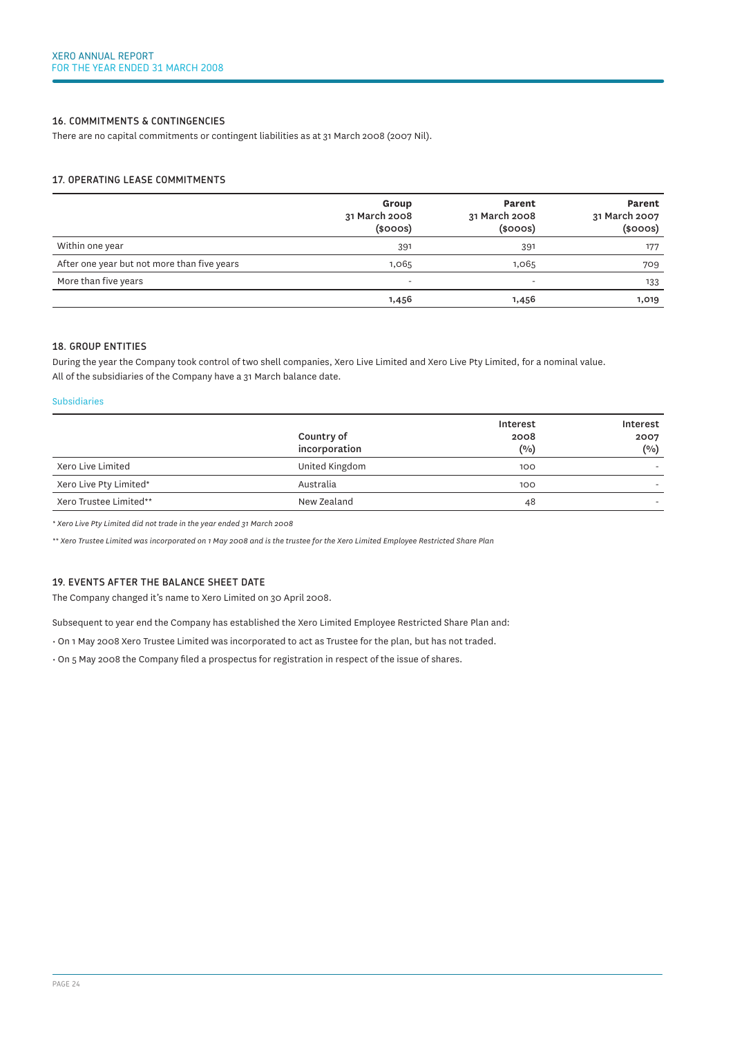## 16. COMMITMENTS & CONTINGENCIES

There are no capital commitments or contingent liabilities as at 31 March 2008 (2007 Nil).

## 17. OPERATING LEASE COMMITMENTS

| | Group 31 March 2008 ($000s) | Parent 31 March 2008 ($000s) | Parent 31 March 2007 ($000s) |
|---|---|---|---|
| Within one year | 391 | 391 | 177 |
| After one year but not more than five years | 1,065 | 1,065 | 709 |
| More than five years | - | - | 133 |
| | **1,456** | **1,456** | **1,019** |

## 18. GROUP ENTITIES

During the year the Company took control of two shell companies, Xero Live Limited and Xero Live Pty Limited, for a nominal value. All of the subsidiaries of the Company have a 31 March balance date.

### Subsidiaries

| | Country of incorporation | Interest 2008 (%) | Interest 2007 (%) |
|---|---|---|---|
| Xero Live Limited | United Kingdom | 100 | - |
| Xero Live Pty Limited* | Australia | 100 | - |
| Xero Trustee Limited** | New Zealand | 48 | - |

*\* Xero Live Pty Limited did not trade in the year ended 31 March 2008*

*\*\* Xero Trustee Limited was incorporated on 1 May 2008 and is the trustee for the Xero Limited Employee Restricted Share Plan*

## 19. EVENTS AFTER THE BALANCE SHEET DATE

The Company changed it's name to Xero Limited on 30 April 2008.

Subsequent to year end the Company has established the Xero Limited Employee Restricted Share Plan and:

- On 1 May 2008 Xero Trustee Limited was incorporated to act as Trustee for the plan, but has not traded.
- On 5 May 2008 the Company filed a prospectus for registration in respect of the issue of shares.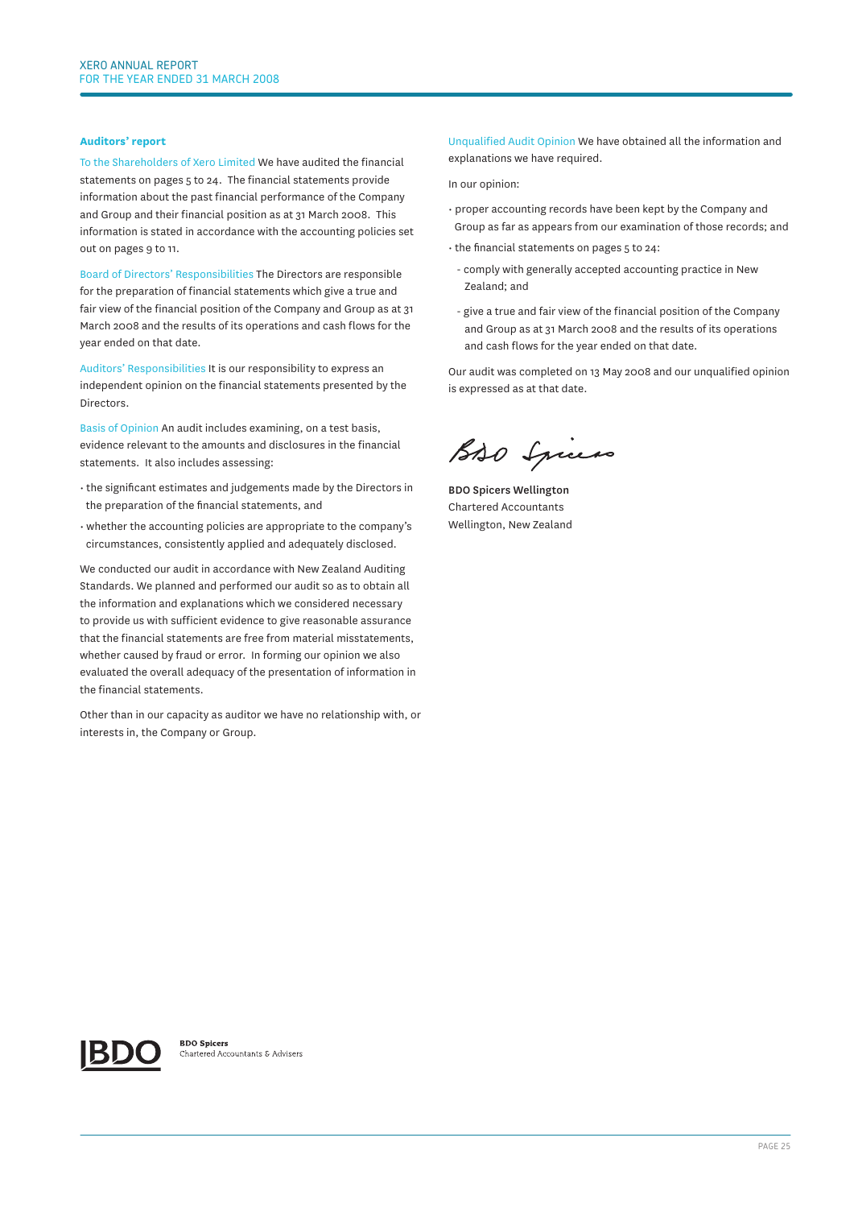## Auditors' report

To the Shareholders of Xero Limited We have audited the financial statements on pages 5 to 24. The financial statements provide information about the past financial performance of the Company and Group and their financial position as at 31 March 2008. This information is stated in accordance with the accounting policies set out on pages 9 to 11.

Board of Directors' Responsibilities The Directors are responsible for the preparation of financial statements which give a true and fair view of the financial position of the Company and Group as at 31 March 2008 and the results of its operations and cash flows for the year ended on that date.

Auditors' Responsibilities It is our responsibility to express an independent opinion on the financial statements presented by the Directors.

Basis of Opinion An audit includes examining, on a test basis, evidence relevant to the amounts and disclosures in the financial statements. It also includes assessing:

- the significant estimates and judgements made by the Directors in the preparation of the financial statements, and
- whether the accounting policies are appropriate to the company's circumstances, consistently applied and adequately disclosed.

We conducted our audit in accordance with New Zealand Auditing Standards. We planned and performed our audit so as to obtain all the information and explanations which we considered necessary to provide us with sufficient evidence to give reasonable assurance that the financial statements are free from material misstatements, whether caused by fraud or error. In forming our opinion we also evaluated the overall adequacy of the presentation of information in the financial statements.

Other than in our capacity as auditor we have no relationship with, or interests in, the Company or Group.

Unqualified Audit Opinion We have obtained all the information and explanations we have required.

In our opinion:

- proper accounting records have been kept by the Company and Group as far as appears from our examination of those records; and
- the financial statements on pages 5 to 24:
  - comply with generally accepted accounting practice in New Zealand; and
  - give a true and fair view of the financial position of the Company and Group as at 31 March 2008 and the results of its operations and cash flows for the year ended on that date.

Our audit was completed on 13 May 2008 and our unqualified opinion is expressed as at that date.

BDO Spicers

**BDO Spicers Wellington**
Chartered Accountants
Wellington, New Zealand

**BDO Spicers**
Chartered Accountants & Advisers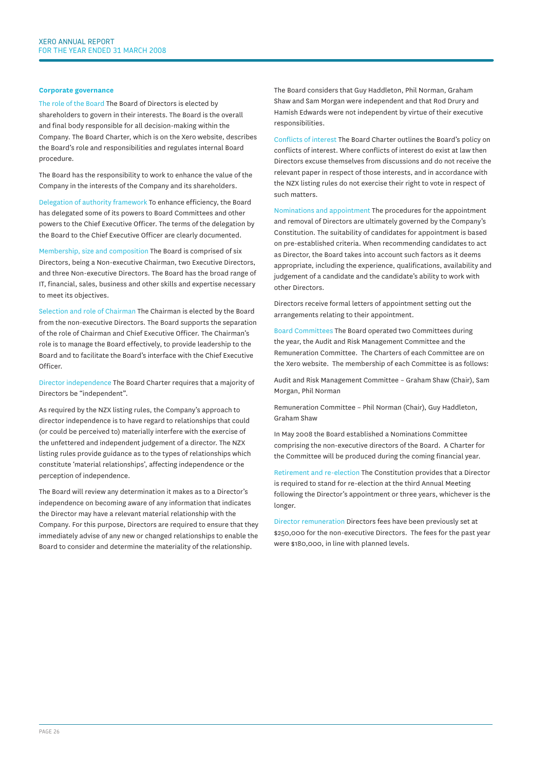## Corporate governance

The role of the Board The Board of Directors is elected by shareholders to govern in their interests. The Board is the overall and final body responsible for all decision-making within the Company. The Board Charter, which is on the Xero website, describes the Board's role and responsibilities and regulates internal Board procedure.

The Board has the responsibility to work to enhance the value of the Company in the interests of the Company and its shareholders.

Delegation of authority framework To enhance efficiency, the Board has delegated some of its powers to Board Committees and other powers to the Chief Executive Officer. The terms of the delegation by the Board to the Chief Executive Officer are clearly documented.

Membership, size and composition The Board is comprised of six Directors, being a Non-executive Chairman, two Executive Directors, and three Non-executive Directors. The Board has the broad range of IT, financial, sales, business and other skills and expertise necessary to meet its objectives.

Selection and role of Chairman The Chairman is elected by the Board from the non-executive Directors. The Board supports the separation of the role of Chairman and Chief Executive Officer. The Chairman's role is to manage the Board effectively, to provide leadership to the Board and to facilitate the Board's interface with the Chief Executive Officer.

Director independence The Board Charter requires that a majority of Directors be "independent".

As required by the NZX listing rules, the Company's approach to director independence is to have regard to relationships that could (or could be perceived to) materially interfere with the exercise of the unfettered and independent judgement of a director. The NZX listing rules provide guidance as to the types of relationships which constitute 'material relationships', affecting independence or the perception of independence.

The Board will review any determination it makes as to a Director's independence on becoming aware of any information that indicates the Director may have a relevant material relationship with the Company. For this purpose, Directors are required to ensure that they immediately advise of any new or changed relationships to enable the Board to consider and determine the materiality of the relationship.

The Board considers that Guy Haddleton, Phil Norman, Graham Shaw and Sam Morgan were independent and that Rod Drury and Hamish Edwards were not independent by virtue of their executive responsibilities.

Conflicts of interest The Board Charter outlines the Board's policy on conflicts of interest. Where conflicts of interest do exist at law then Directors excuse themselves from discussions and do not receive the relevant paper in respect of those interests, and in accordance with the NZX listing rules do not exercise their right to vote in respect of such matters.

Nominations and appointment The procedures for the appointment and removal of Directors are ultimately governed by the Company's Constitution. The suitability of candidates for appointment is based on pre-established criteria. When recommending candidates to act as Director, the Board takes into account such factors as it deems appropriate, including the experience, qualifications, availability and judgement of a candidate and the candidate's ability to work with other Directors.

Directors receive formal letters of appointment setting out the arrangements relating to their appointment.

Board Committees The Board operated two Committees during the year, the Audit and Risk Management Committee and the Remuneration Committee. The Charters of each Committee are on the Xero website. The membership of each Committee is as follows:

Audit and Risk Management Committee – Graham Shaw (Chair), Sam Morgan, Phil Norman

Remuneration Committee – Phil Norman (Chair), Guy Haddleton, Graham Shaw

In May 2008 the Board established a Nominations Committee comprising the non-executive directors of the Board. A Charter for the Committee will be produced during the coming financial year.

Retirement and re-election The Constitution provides that a Director is required to stand for re-election at the third Annual Meeting following the Director's appointment or three years, whichever is the longer.

Director remuneration Directors fees have been previously set at $250,000 for the non-executive Directors. The fees for the past year were $180,000, in line with planned levels.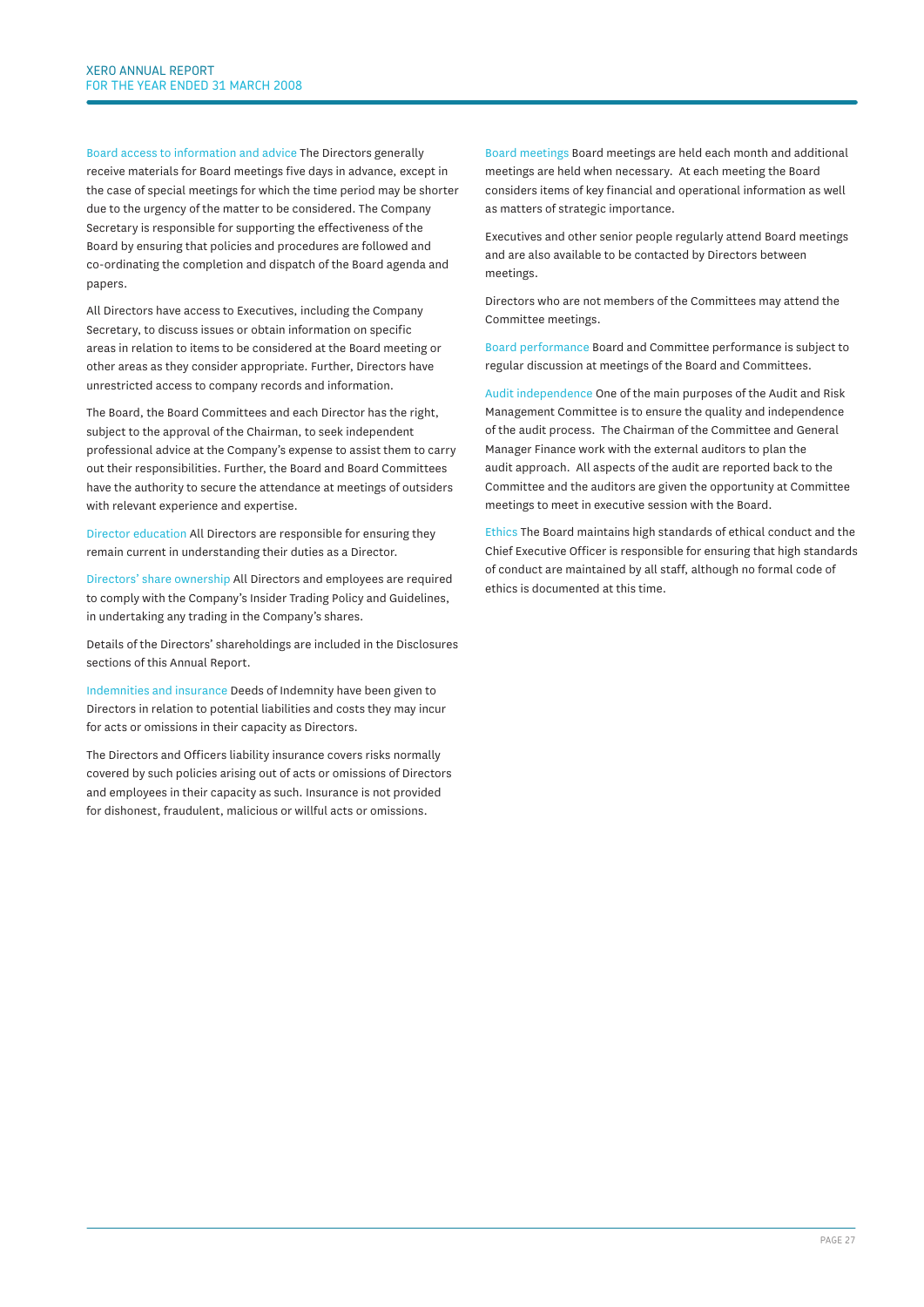**Board access to information and advice** The Directors generally receive materials for Board meetings five days in advance, except in the case of special meetings for which the time period may be shorter due to the urgency of the matter to be considered. The Company Secretary is responsible for supporting the effectiveness of the Board by ensuring that policies and procedures are followed and co-ordinating the completion and dispatch of the Board agenda and papers.

All Directors have access to Executives, including the Company Secretary, to discuss issues or obtain information on specific areas in relation to items to be considered at the Board meeting or other areas as they consider appropriate. Further, Directors have unrestricted access to company records and information.

The Board, the Board Committees and each Director has the right, subject to the approval of the Chairman, to seek independent professional advice at the Company's expense to assist them to carry out their responsibilities. Further, the Board and Board Committees have the authority to secure the attendance at meetings of outsiders with relevant experience and expertise.

**Director education** All Directors are responsible for ensuring they remain current in understanding their duties as a Director.

**Directors' share ownership** All Directors and employees are required to comply with the Company's Insider Trading Policy and Guidelines, in undertaking any trading in the Company's shares.

Details of the Directors' shareholdings are included in the Disclosures sections of this Annual Report.

**Indemnities and insurance** Deeds of Indemnity have been given to Directors in relation to potential liabilities and costs they may incur for acts or omissions in their capacity as Directors.

The Directors and Officers liability insurance covers risks normally covered by such policies arising out of acts or omissions of Directors and employees in their capacity as such. Insurance is not provided for dishonest, fraudulent, malicious or willful acts or omissions.

**Board meetings** Board meetings are held each month and additional meetings are held when necessary. At each meeting the Board considers items of key financial and operational information as well as matters of strategic importance.

Executives and other senior people regularly attend Board meetings and are also available to be contacted by Directors between meetings.

Directors who are not members of the Committees may attend the Committee meetings.

**Board performance** Board and Committee performance is subject to regular discussion at meetings of the Board and Committees.

**Audit independence** One of the main purposes of the Audit and Risk Management Committee is to ensure the quality and independence of the audit process. The Chairman of the Committee and General Manager Finance work with the external auditors to plan the audit approach. All aspects of the audit are reported back to the Committee and the auditors are given the opportunity at Committee meetings to meet in executive session with the Board.

**Ethics** The Board maintains high standards of ethical conduct and the Chief Executive Officer is responsible for ensuring that high standards of conduct are maintained by all staff, although no formal code of ethics is documented at this time.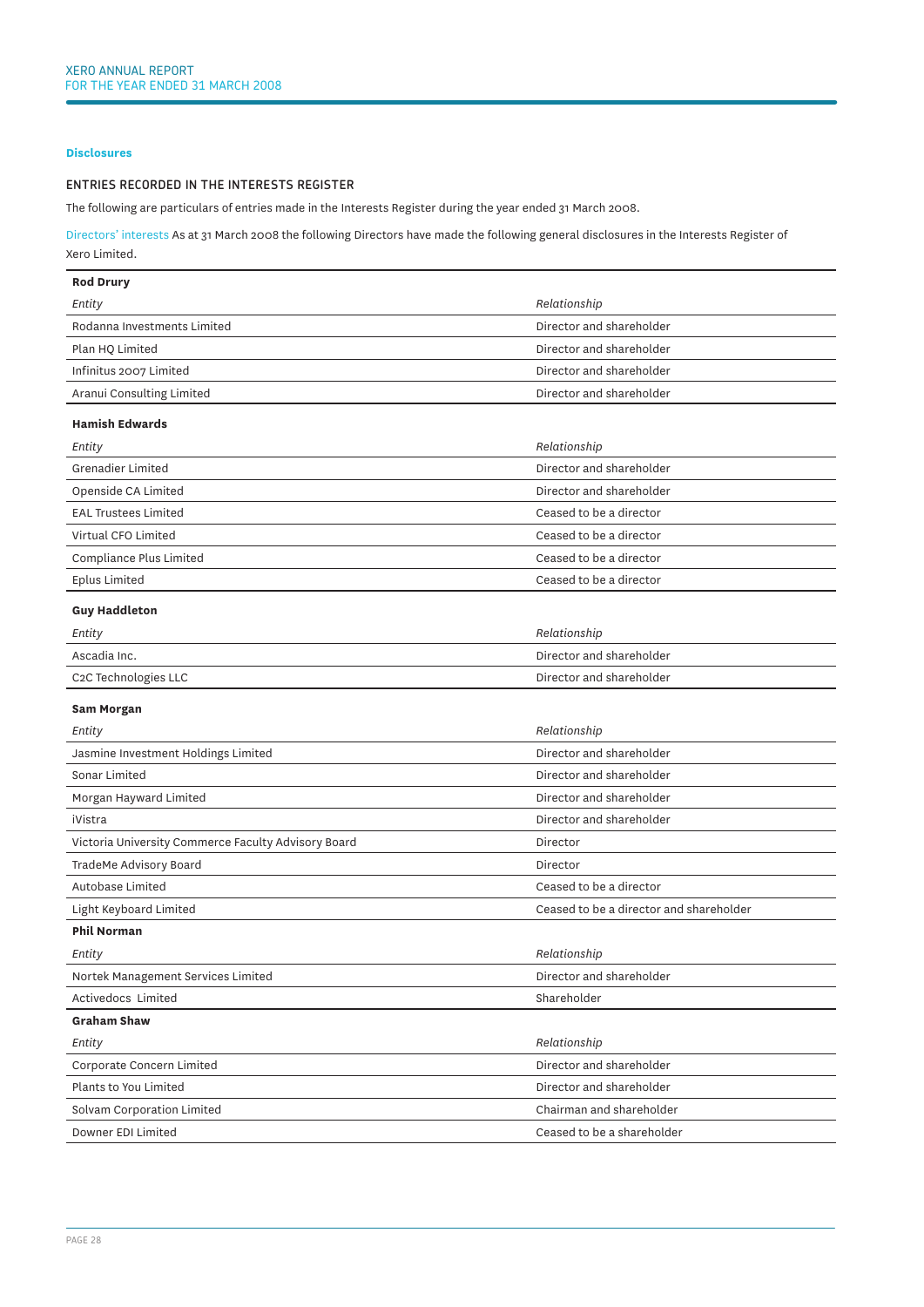## Disclosures

### ENTRIES RECORDED IN THE INTERESTS REGISTER

The following are particulars of entries made in the Interests Register during the year ended 31 March 2008.

Directors' interests As at 31 March 2008 the following Directors have made the following general disclosures in the Interests Register of Xero Limited.

**Rod Drury**

| *Entity* | *Relationship* |
|---|---|
| Rodanna Investments Limited | Director and shareholder |
| Plan HQ Limited | Director and shareholder |
| Infinitus 2007 Limited | Director and shareholder |
| Aranui Consulting Limited | Director and shareholder |

**Hamish Edwards**

| *Entity* | *Relationship* |
|---|---|
| Grenadier Limited | Director and shareholder |
| Openside CA Limited | Director and shareholder |
| EAL Trustees Limited | Ceased to be a director |
| Virtual CFO Limited | Ceased to be a director |
| Compliance Plus Limited | Ceased to be a director |
| Eplus Limited | Ceased to be a director |

**Guy Haddleton**

| *Entity* | *Relationship* |
|---|---|
| Ascadia Inc. | Director and shareholder |
| C2C Technologies LLC | Director and shareholder |

**Sam Morgan**

| *Entity* | *Relationship* |
|---|---|
| Jasmine Investment Holdings Limited | Director and shareholder |
| Sonar Limited | Director and shareholder |
| Morgan Hayward Limited | Director and shareholder |
| iVistra | Director and shareholder |
| Victoria University Commerce Faculty Advisory Board | Director |
| TradeMe Advisory Board | Director |
| Autobase Limited | Ceased to be a director |
| Light Keyboard Limited | Ceased to be a director and shareholder |

**Phil Norman**

| *Entity* | *Relationship* |
|---|---|
| Nortek Management Services Limited | Director and shareholder |
| Activedocs Limited | Shareholder |

**Graham Shaw**

| *Entity* | *Relationship* |
|---|---|
| Corporate Concern Limited | Director and shareholder |
| Plants to You Limited | Director and shareholder |
| Solvam Corporation Limited | Chairman and shareholder |
| Downer EDI Limited | Ceased to be a shareholder |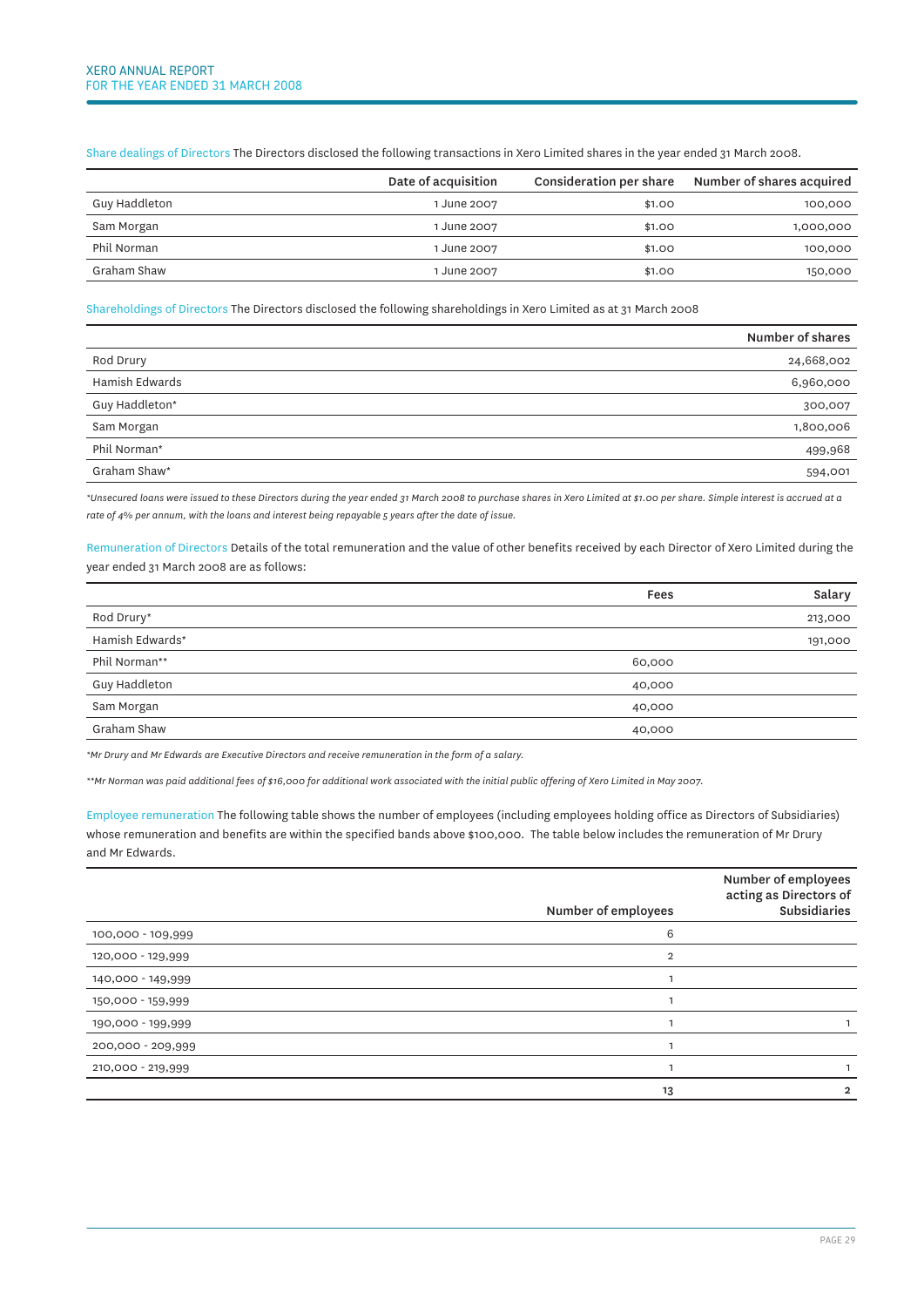**Share dealings of Directors** The Directors disclosed the following transactions in Xero Limited shares in the year ended 31 March 2008.

| | Date of acquisition | Consideration per share | Number of shares acquired |
|---|---|---|---|
| Guy Haddleton | 1 June 2007 | $1.00 | 100,000 |
| Sam Morgan | 1 June 2007 | $1.00 | 1,000,000 |
| Phil Norman | 1 June 2007 | $1.00 | 100,000 |
| Graham Shaw | 1 June 2007 | $1.00 | 150,000 |

**Shareholdings of Directors** The Directors disclosed the following shareholdings in Xero Limited as at 31 March 2008

| | Number of shares |
|---|---|
| Rod Drury | 24,668,002 |
| Hamish Edwards | 6,960,000 |
| Guy Haddleton* | 300,007 |
| Sam Morgan | 1,800,006 |
| Phil Norman* | 499,968 |
| Graham Shaw* | 594,001 |

*\*Unsecured loans were issued to these Directors during the year ended 31 March 2008 to purchase shares in Xero Limited at $1.00 per share. Simple interest is accrued at a rate of 4% per annum, with the loans and interest being repayable 5 years after the date of issue.*

**Remuneration of Directors** Details of the total remuneration and the value of other benefits received by each Director of Xero Limited during the year ended 31 March 2008 are as follows:

| | Fees | Salary |
|---|---|---|
| Rod Drury* | | 213,000 |
| Hamish Edwards* | | 191,000 |
| Phil Norman** | 60,000 | |
| Guy Haddleton | 40,000 | |
| Sam Morgan | 40,000 | |
| Graham Shaw | 40,000 | |

*\*Mr Drury and Mr Edwards are Executive Directors and receive remuneration in the form of a salary.*

*\*\*Mr Norman was paid additional fees of $16,000 for additional work associated with the initial public offering of Xero Limited in May 2007.*

**Employee remuneration** The following table shows the number of employees (including employees holding office as Directors of Subsidiaries) whose remuneration and benefits are within the specified bands above $100,000. The table below includes the remuneration of Mr Drury and Mr Edwards.

| | Number of employees | Number of employees acting as Directors of Subsidiaries |
|---|---|---|
| 100,000 - 109,999 | 6 | |
| 120,000 - 129,999 | 2 | |
| 140,000 - 149,999 | 1 | |
| 150,000 - 159,999 | 1 | |
| 190,000 - 199,999 | 1 | 1 |
| 200,000 - 209,999 | 1 | |
| 210,000 - 219,999 | 1 | 1 |
| | **13** | **2** |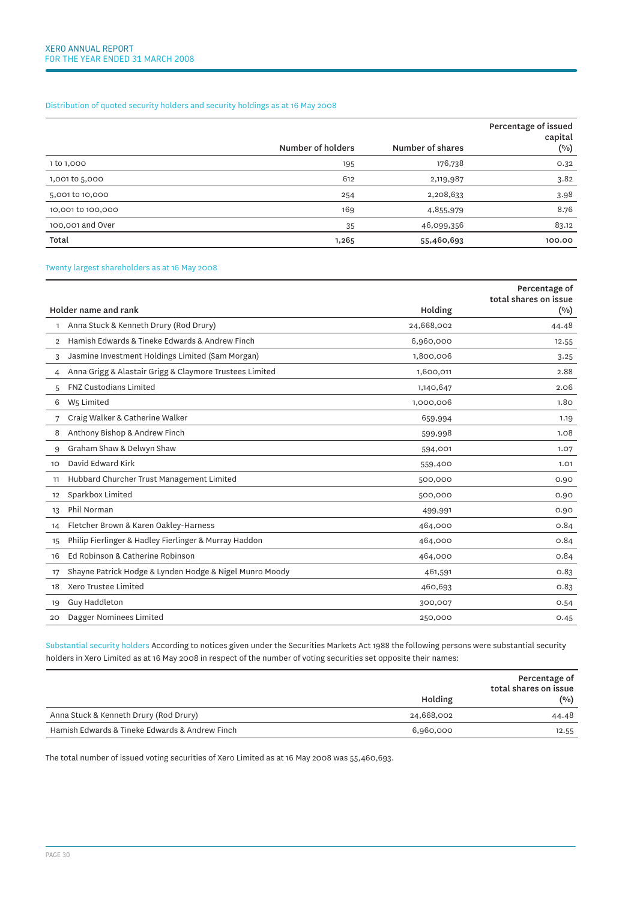### Distribution of quoted security holders and security holdings as at 16 May 2008

| | Number of holders | Number of shares | Percentage of issued capital (%) |
|---|---|---|---|
| 1 to 1,000 | 195 | 176,738 | 0.32 |
| 1,001 to 5,000 | 612 | 2,119,987 | 3.82 |
| 5,001 to 10,000 | 254 | 2,208,633 | 3.98 |
| 10,001 to 100,000 | 169 | 4,855,979 | 8.76 |
| 100,001 and Over | 35 | 46,099,356 | 83.12 |
| **Total** | **1,265** | **55,460,693** | **100.00** |

### Twenty largest shareholders as at 16 May 2008

| | Holder name and rank | Holding | Percentage of total shares on issue (%) |
|---|---|---|---|
| 1 | Anna Stuck & Kenneth Drury (Rod Drury) | 24,668,002 | 44.48 |
| 2 | Hamish Edwards & Tineke Edwards & Andrew Finch | 6,960,000 | 12.55 |
| 3 | Jasmine Investment Holdings Limited (Sam Morgan) | 1,800,006 | 3.25 |
| 4 | Anna Grigg & Alastair Grigg & Claymore Trustees Limited | 1,600,011 | 2.88 |
| 5 | FNZ Custodians Limited | 1,140,647 | 2.06 |
| 6 | W5 Limited | 1,000,006 | 1.80 |
| 7 | Craig Walker & Catherine Walker | 659,994 | 1.19 |
| 8 | Anthony Bishop & Andrew Finch | 599,998 | 1.08 |
| 9 | Graham Shaw & Delwyn Shaw | 594,001 | 1.07 |
| 10 | David Edward Kirk | 559,400 | 1.01 |
| 11 | Hubbard Churcher Trust Management Limited | 500,000 | 0.90 |
| 12 | Sparkbox Limited | 500,000 | 0.90 |
| 13 | Phil Norman | 499,991 | 0.90 |
| 14 | Fletcher Brown & Karen Oakley-Harness | 464,000 | 0.84 |
| 15 | Philip Fierlinger & Hadley Fierlinger & Murray Haddon | 464,000 | 0.84 |
| 16 | Ed Robinson & Catherine Robinson | 464,000 | 0.84 |
| 17 | Shayne Patrick Hodge & Lynden Hodge & Nigel Munro Moody | 461,591 | 0.83 |
| 18 | Xero Trustee Limited | 460,693 | 0.83 |
| 19 | Guy Haddleton | 300,007 | 0.54 |
| 20 | Dagger Nominees Limited | 250,000 | 0.45 |

**Substantial security holders** According to notices given under the Securities Markets Act 1988 the following persons were substantial security holders in Xero Limited as at 16 May 2008 in respect of the number of voting securities set opposite their names:

| | Holding | Percentage of total shares on issue (%) |
|---|---|---|
| Anna Stuck & Kenneth Drury (Rod Drury) | 24,668,002 | 44.48 |
| Hamish Edwards & Tineke Edwards & Andrew Finch | 6,960,000 | 12.55 |

The total number of issued voting securities of Xero Limited as at 16 May 2008 was 55,460,693.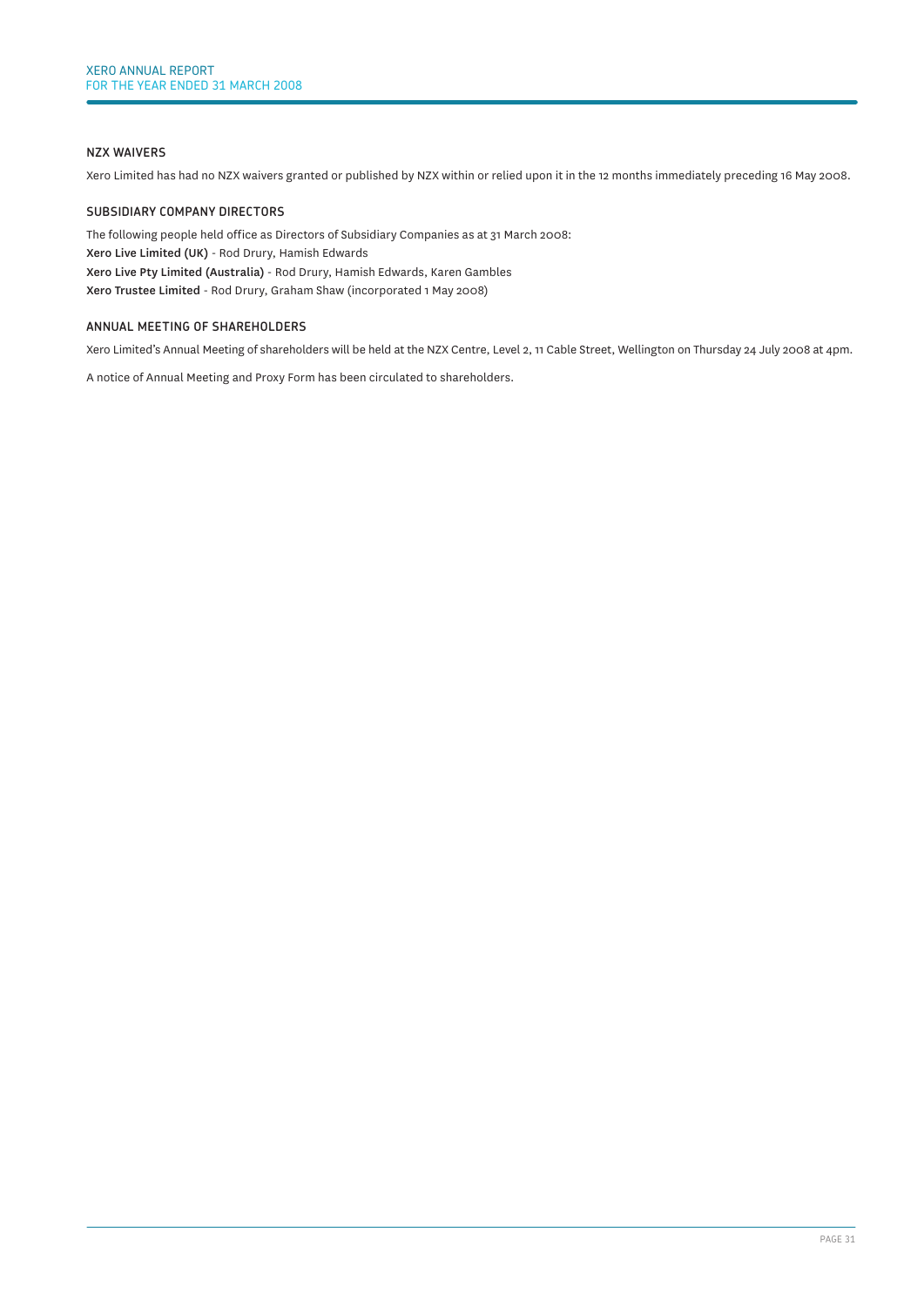## NZX WAIVERS

Xero Limited has had no NZX waivers granted or published by NZX within or relied upon it in the 12 months immediately preceding 16 May 2008.

## SUBSIDIARY COMPANY DIRECTORS

The following people held office as Directors of Subsidiary Companies as at 31 March 2008:

**Xero Live Limited (UK)** - Rod Drury, Hamish Edwards

**Xero Live Pty Limited (Australia)** - Rod Drury, Hamish Edwards, Karen Gambles

**Xero Trustee Limited** - Rod Drury, Graham Shaw (incorporated 1 May 2008)

## ANNUAL MEETING OF SHAREHOLDERS

Xero Limited's Annual Meeting of shareholders will be held at the NZX Centre, Level 2, 11 Cable Street, Wellington on Thursday 24 July 2008 at 4pm.

A notice of Annual Meeting and Proxy Form has been circulated to shareholders.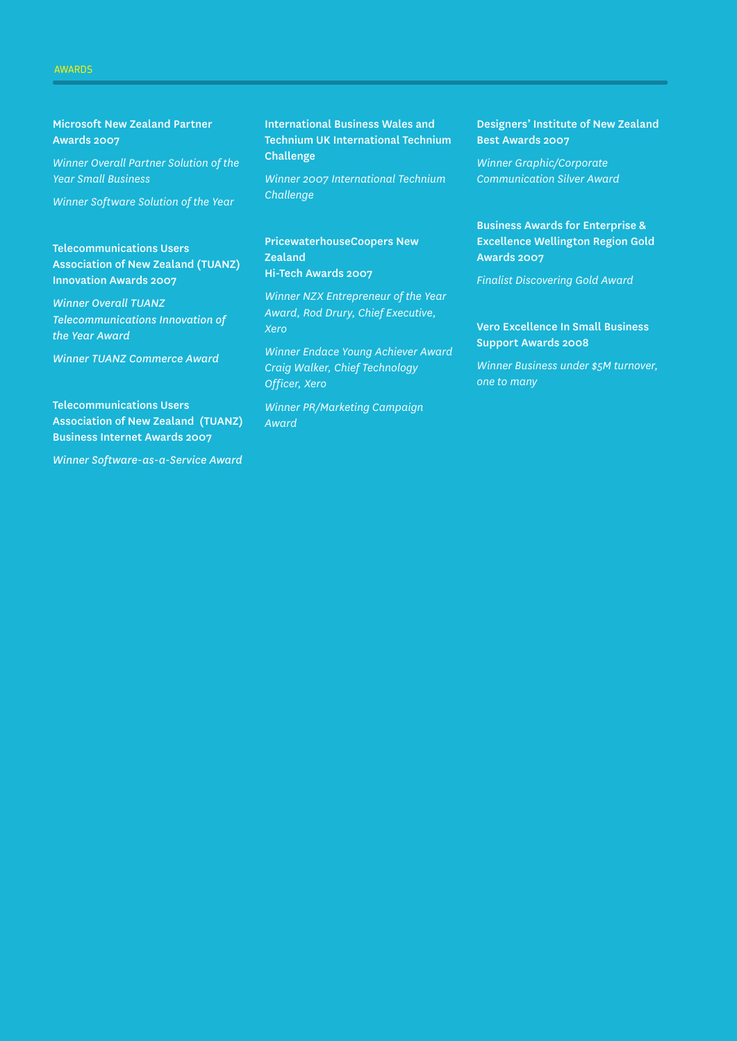## AWARDS

**Microsoft New Zealand Partner Awards 2007**

*Winner Overall Partner Solution of the Year Small Business*

*Winner Software Solution of the Year*

**Telecommunications Users Association of New Zealand (TUANZ) Innovation Awards 2007**

*Winner Overall TUANZ Telecommunications Innovation of the Year Award*

*Winner TUANZ Commerce Award*

**Telecommunications Users Association of New Zealand (TUANZ) Business Internet Awards 2007**

*Winner Software-as-a-Service Award*

**International Business Wales and Technium UK International Technium Challenge**

*Winner 2007 International Technium Challenge*

**PricewaterhouseCoopers New Zealand Hi-Tech Awards 2007**

*Winner NZX Entrepreneur of the Year Award, Rod Drury, Chief Executive, Xero*

*Winner Endace Young Achiever Award Craig Walker, Chief Technology Officer, Xero*

*Winner PR/Marketing Campaign Award*

**Designers' Institute of New Zealand Best Awards 2007**

*Winner Graphic/Corporate Communication Silver Award*

**Business Awards for Enterprise & Excellence Wellington Region Gold Awards 2007**

*Finalist Discovering Gold Award*

**Vero Excellence In Small Business Support Awards 2008**

*Winner Business under $5M turnover, one to many*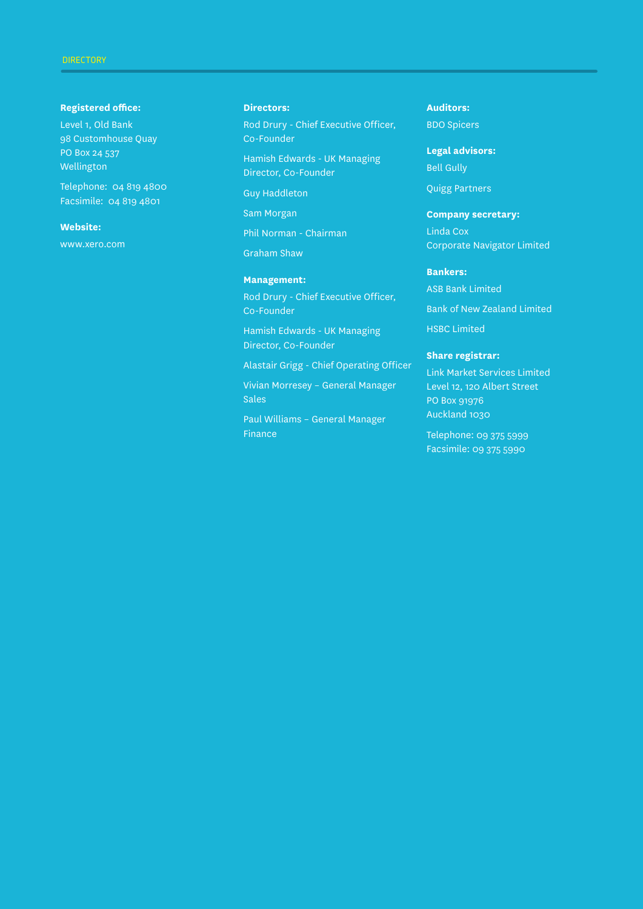# DIRECTORY

**Registered office:**

Level 1, Old Bank
98 Customhouse Quay
PO Box 24 537
Wellington

Telephone: 04 819 4800
Facsimile: 04 819 4801

**Website:**

www.xero.com

**Directors:**

Rod Drury - Chief Executive Officer, Co-Founder

Hamish Edwards - UK Managing Director, Co-Founder

Guy Haddleton

Sam Morgan

Phil Norman - Chairman

Graham Shaw

**Management:**

Rod Drury - Chief Executive Officer, Co-Founder

Hamish Edwards - UK Managing Director, Co-Founder

Alastair Grigg - Chief Operating Officer

Vivian Morresey – General Manager Sales

Paul Williams – General Manager Finance

**Auditors:**

BDO Spicers

**Legal advisors:**

Bell Gully

Quigg Partners

**Company secretary:**

Linda Cox
Corporate Navigator Limited

**Bankers:**

ASB Bank Limited

Bank of New Zealand Limited

HSBC Limited

**Share registrar:**

Link Market Services Limited
Level 12, 120 Albert Street
PO Box 91976
Auckland 1030

Telephone: 09 375 5999
Facsimile: 09 375 5990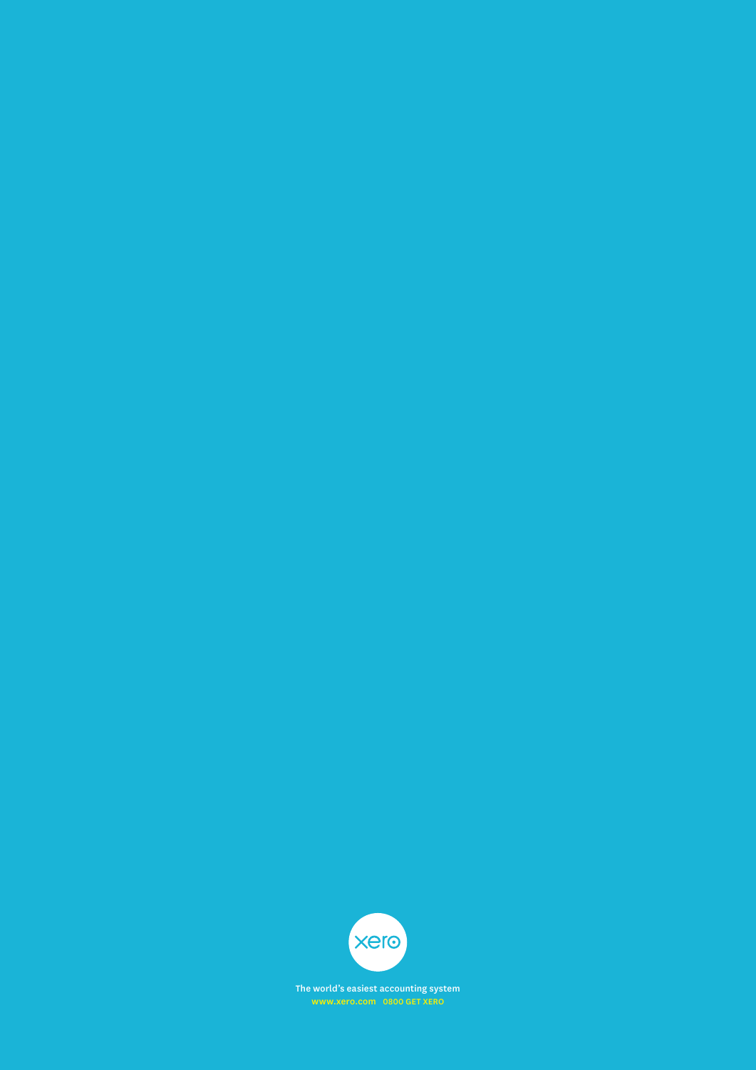xero

The world's easiest accounting system

www.xero.com 0800 GET XERO